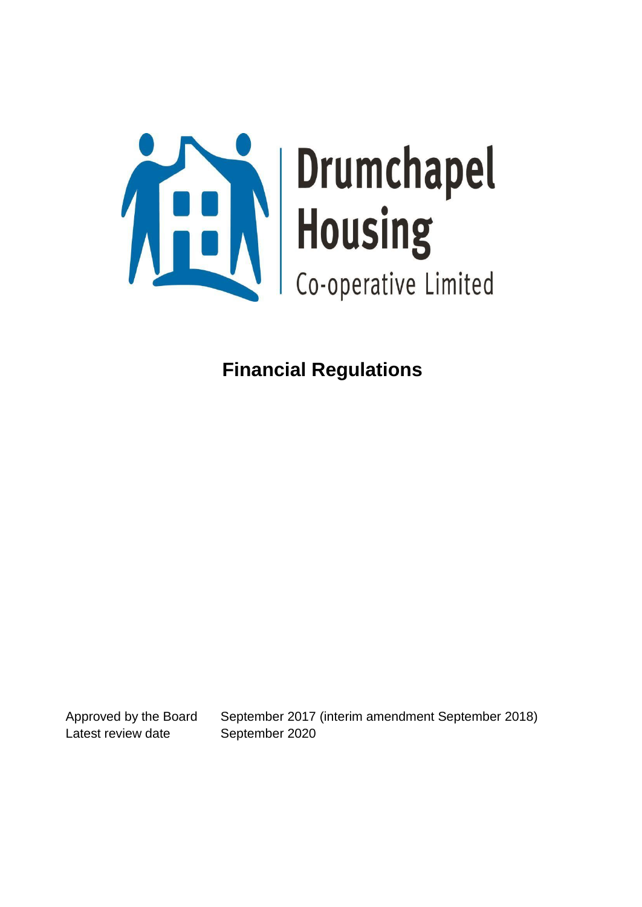Drumchapel Housing

Co-operative Limited

# Financial Regulations

| | |
|---|---|
| Approved by the Board | September 2017 (interim amendment September 2018) |
| Latest review date | September 2020 |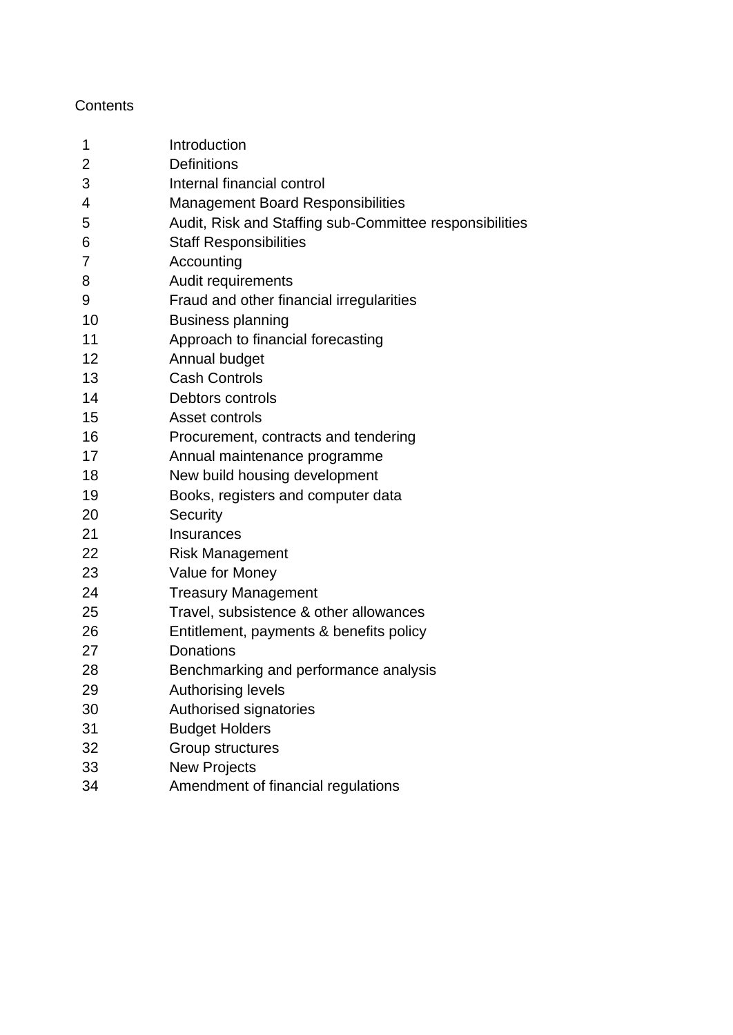Contents

| | |
|---|---|
| 1 | Introduction |
| 2 | Definitions |
| 3 | Internal financial control |
| 4 | Management Board Responsibilities |
| 5 | Audit, Risk and Staffing sub-Committee responsibilities |
| 6 | Staff Responsibilities |
| 7 | Accounting |
| 8 | Audit requirements |
| 9 | Fraud and other financial irregularities |
| 10 | Business planning |
| 11 | Approach to financial forecasting |
| 12 | Annual budget |
| 13 | Cash Controls |
| 14 | Debtors controls |
| 15 | Asset controls |
| 16 | Procurement, contracts and tendering |
| 17 | Annual maintenance programme |
| 18 | New build housing development |
| 19 | Books, registers and computer data |
| 20 | Security |
| 21 | Insurances |
| 22 | Risk Management |
| 23 | Value for Money |
| 24 | Treasury Management |
| 25 | Travel, subsistence & other allowances |
| 26 | Entitlement, payments & benefits policy |
| 27 | Donations |
| 28 | Benchmarking and performance analysis |
| 29 | Authorising levels |
| 30 | Authorised signatories |
| 31 | Budget Holders |
| 32 | Group structures |
| 33 | New Projects |
| 34 | Amendment of financial regulations |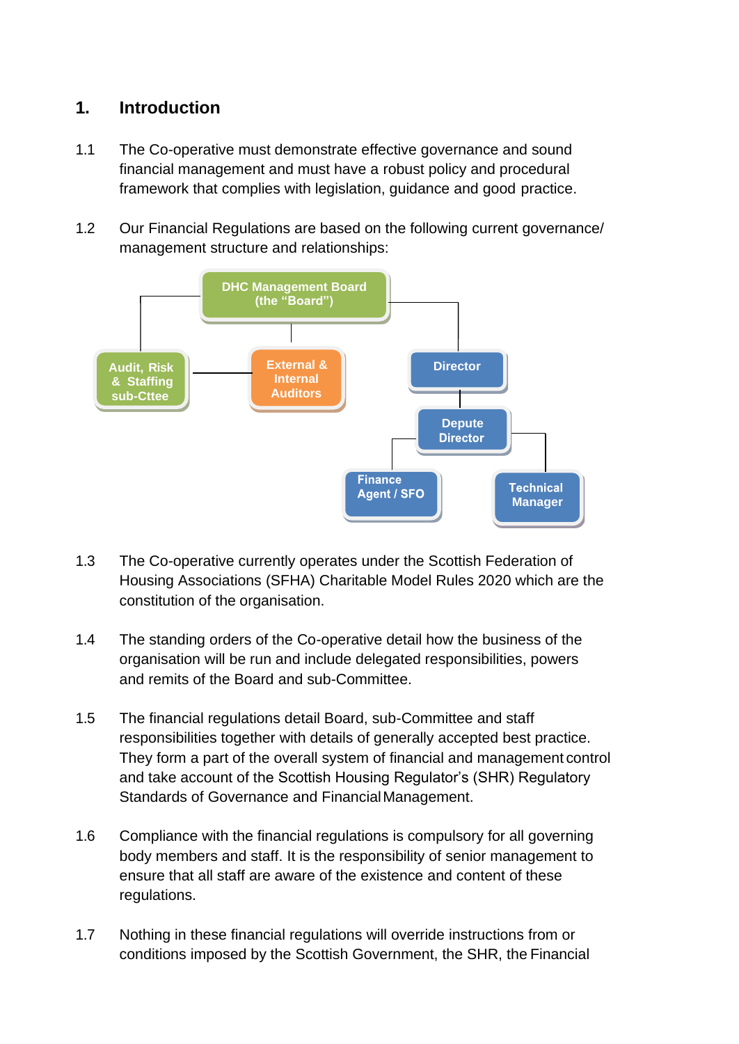## 1. Introduction

1.1 The Co-operative must demonstrate effective governance and sound financial management and must have a robust policy and procedural framework that complies with legislation, guidance and good practice.

1.2 Our Financial Regulations are based on the following current governance/ management structure and relationships:

- DHC Management Board (the "Board")
  - Audit, Risk & Staffing sub-Cttee
  - External & Internal Auditors
  - Director
    - Depute Director
      - Finance Agent / SFO
      - Technical Manager

1.3 The Co-operative currently operates under the Scottish Federation of Housing Associations (SFHA) Charitable Model Rules 2020 which are the constitution of the organisation.

1.4 The standing orders of the Co-operative detail how the business of the organisation will be run and include delegated responsibilities, powers and remits of the Board and sub-Committee.

1.5 The financial regulations detail Board, sub-Committee and staff responsibilities together with details of generally accepted best practice. They form a part of the overall system of financial and management control and take account of the Scottish Housing Regulator's (SHR) Regulatory Standards of Governance and Financial Management.

1.6 Compliance with the financial regulations is compulsory for all governing body members and staff. It is the responsibility of senior management to ensure that all staff are aware of the existence and content of these regulations.

1.7 Nothing in these financial regulations will override instructions from or conditions imposed by the Scottish Government, the SHR, the Financial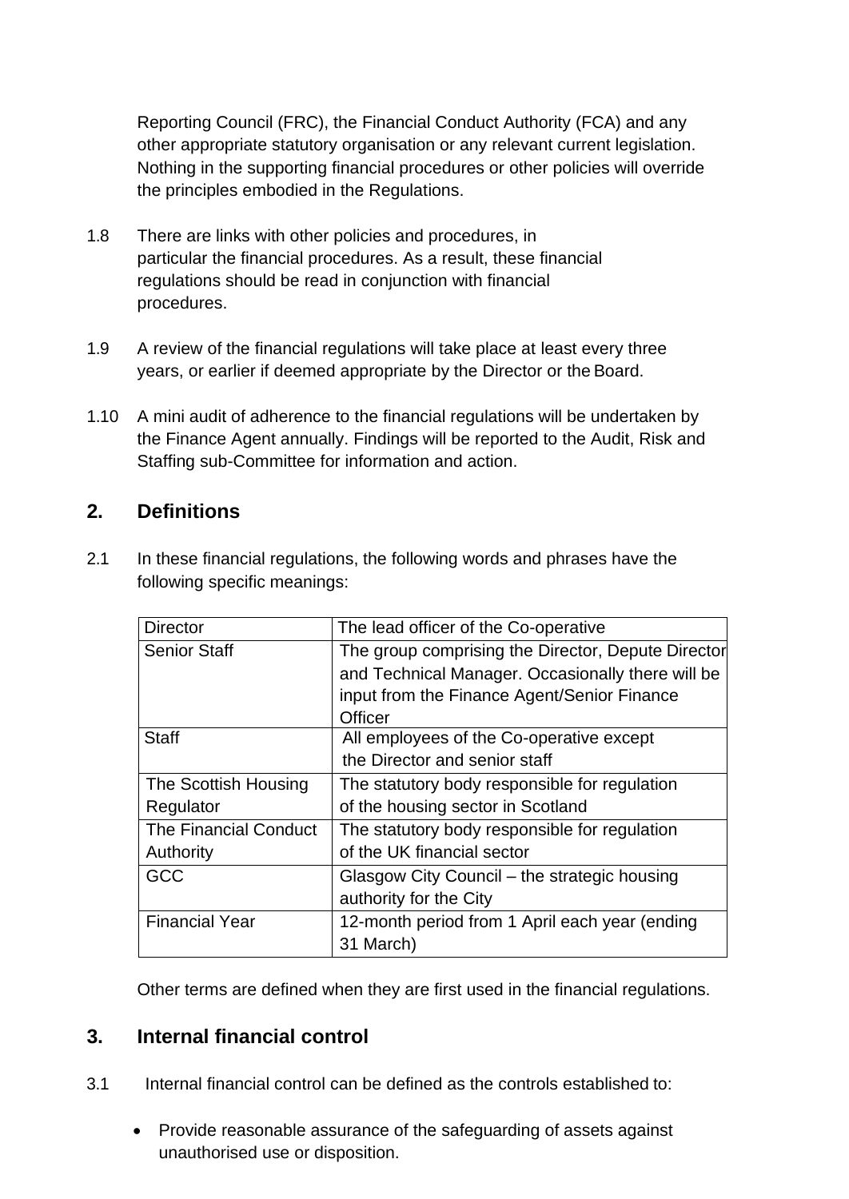Reporting Council (FRC), the Financial Conduct Authority (FCA) and any other appropriate statutory organisation or any relevant current legislation. Nothing in the supporting financial procedures or other policies will override the principles embodied in the Regulations.

1.8 There are links with other policies and procedures, in particular the financial procedures. As a result, these financial regulations should be read in conjunction with financial procedures.

1.9 A review of the financial regulations will take place at least every three years, or earlier if deemed appropriate by the Director or the Board.

1.10 A mini audit of adherence to the financial regulations will be undertaken by the Finance Agent annually. Findings will be reported to the Audit, Risk and Staffing sub-Committee for information and action.

## 2. Definitions

2.1 In these financial regulations, the following words and phrases have the following specific meanings:

| Director | The lead officer of the Co-operative |
|---|---|
| Senior Staff | The group comprising the Director, Depute Director and Technical Manager. Occasionally there will be input from the Finance Agent/Senior Finance Officer |
| Staff | All employees of the Co-operative except the Director and senior staff |
| The Scottish Housing Regulator | The statutory body responsible for regulation of the housing sector in Scotland |
| The Financial Conduct Authority | The statutory body responsible for regulation of the UK financial sector |
| GCC | Glasgow City Council – the strategic housing authority for the City |
| Financial Year | 12-month period from 1 April each year (ending 31 March) |

Other terms are defined when they are first used in the financial regulations.

## 3. Internal financial control

3.1 Internal financial control can be defined as the controls established to:

- Provide reasonable assurance of the safeguarding of assets against unauthorised use or disposition.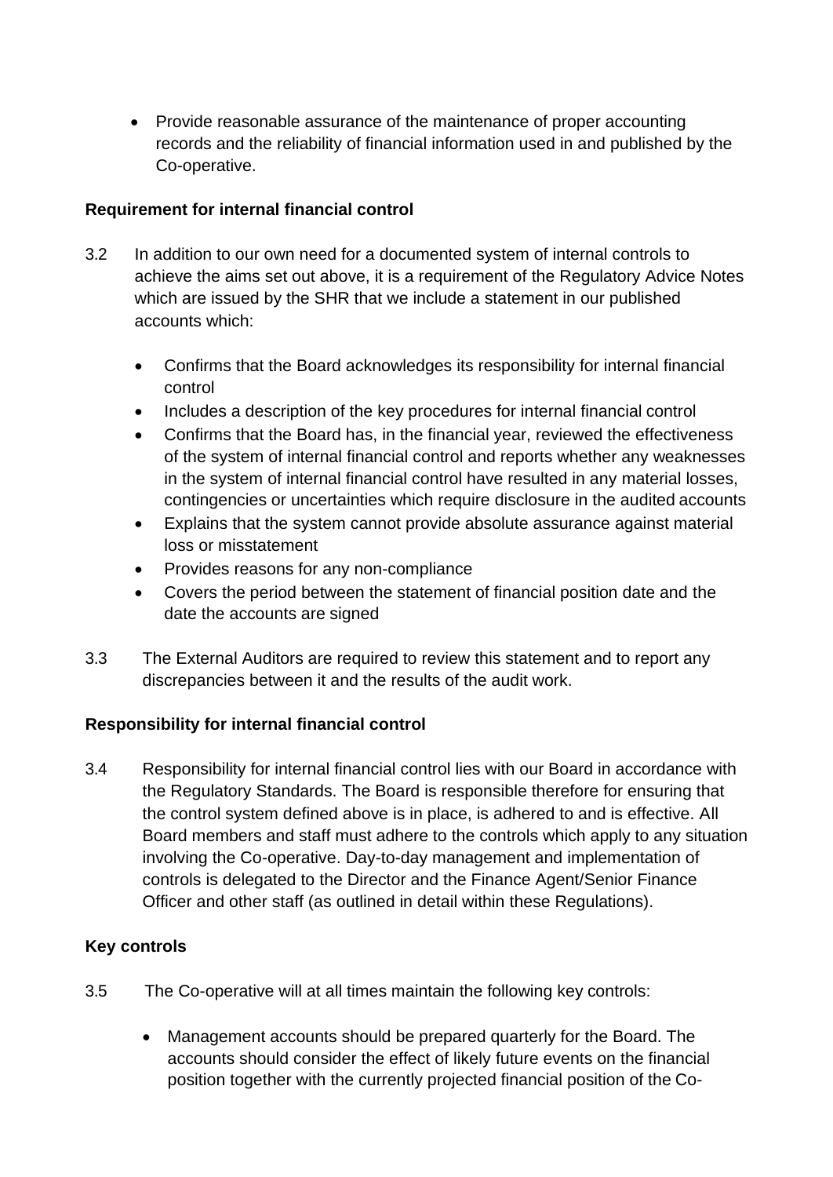- Provide reasonable assurance of the maintenance of proper accounting records and the reliability of financial information used in and published by the Co-operative.

**Requirement for internal financial control**

3.2 In addition to our own need for a documented system of internal controls to achieve the aims set out above, it is a requirement of the Regulatory Advice Notes which are issued by the SHR that we include a statement in our published accounts which:

- Confirms that the Board acknowledges its responsibility for internal financial control
- Includes a description of the key procedures for internal financial control
- Confirms that the Board has, in the financial year, reviewed the effectiveness of the system of internal financial control and reports whether any weaknesses in the system of internal financial control have resulted in any material losses, contingencies or uncertainties which require disclosure in the audited accounts
- Explains that the system cannot provide absolute assurance against material loss or misstatement
- Provides reasons for any non-compliance
- Covers the period between the statement of financial position date and the date the accounts are signed

3.3 The External Auditors are required to review this statement and to report any discrepancies between it and the results of the audit work.

**Responsibility for internal financial control**

3.4 Responsibility for internal financial control lies with our Board in accordance with the Regulatory Standards. The Board is responsible therefore for ensuring that the control system defined above is in place, is adhered to and is effective. All Board members and staff must adhere to the controls which apply to any situation involving the Co-operative. Day-to-day management and implementation of controls is delegated to the Director and the Finance Agent/Senior Finance Officer and other staff (as outlined in detail within these Regulations).

**Key controls**

3.5 The Co-operative will at all times maintain the following key controls:

- Management accounts should be prepared quarterly for the Board. The accounts should consider the effect of likely future events on the financial position together with the currently projected financial position of the Co-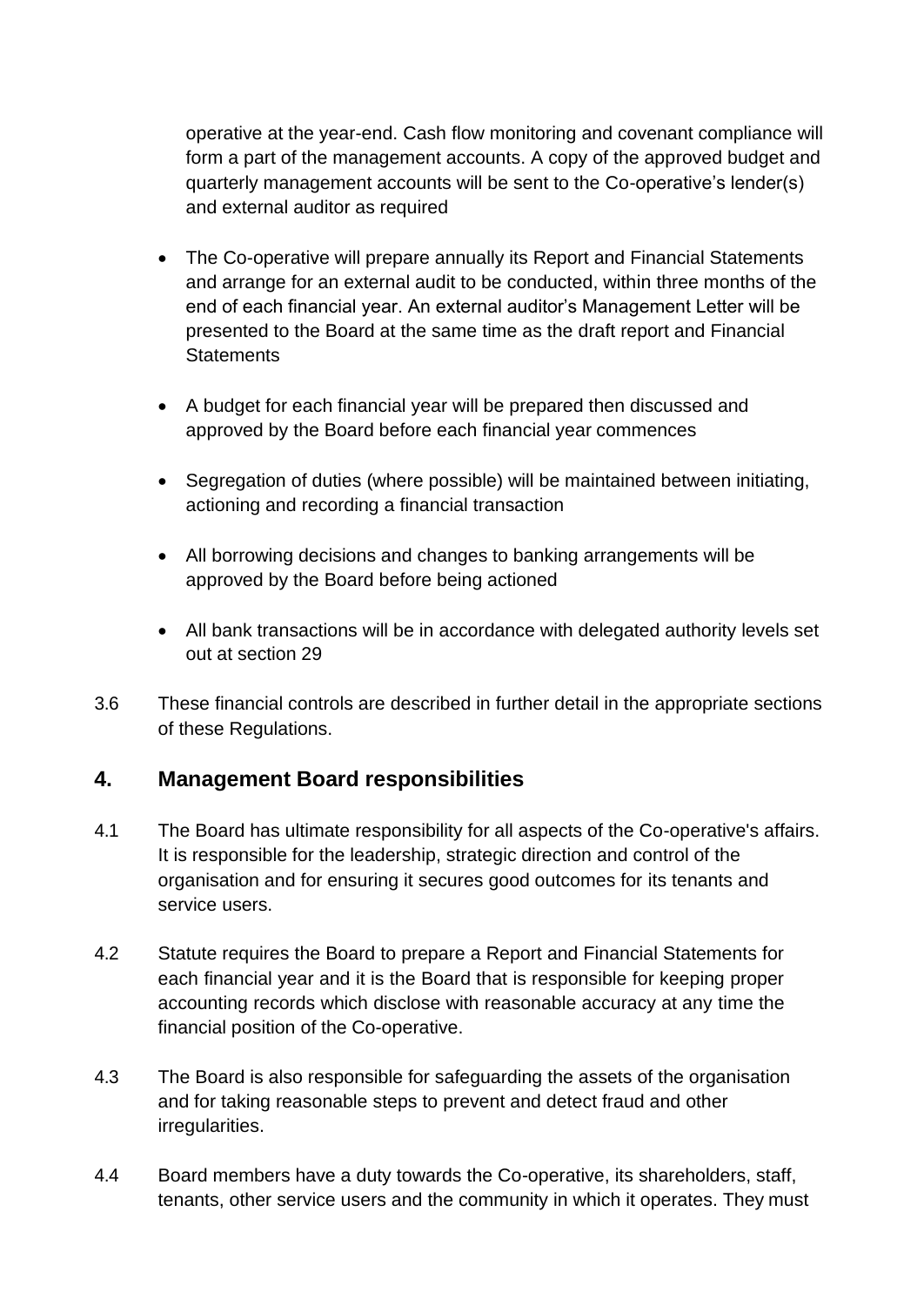operative at the year-end. Cash flow monitoring and covenant compliance will form a part of the management accounts. A copy of the approved budget and quarterly management accounts will be sent to the Co-operative's lender(s) and external auditor as required

- The Co-operative will prepare annually its Report and Financial Statements and arrange for an external audit to be conducted, within three months of the end of each financial year. An external auditor's Management Letter will be presented to the Board at the same time as the draft report and Financial Statements
- A budget for each financial year will be prepared then discussed and approved by the Board before each financial year commences
- Segregation of duties (where possible) will be maintained between initiating, actioning and recording a financial transaction
- All borrowing decisions and changes to banking arrangements will be approved by the Board before being actioned
- All bank transactions will be in accordance with delegated authority levels set out at section 29

3.6 These financial controls are described in further detail in the appropriate sections of these Regulations.

## 4. Management Board responsibilities

4.1 The Board has ultimate responsibility for all aspects of the Co-operative's affairs. It is responsible for the leadership, strategic direction and control of the organisation and for ensuring it secures good outcomes for its tenants and service users.

4.2 Statute requires the Board to prepare a Report and Financial Statements for each financial year and it is the Board that is responsible for keeping proper accounting records which disclose with reasonable accuracy at any time the financial position of the Co-operative.

4.3 The Board is also responsible for safeguarding the assets of the organisation and for taking reasonable steps to prevent and detect fraud and other irregularities.

4.4 Board members have a duty towards the Co-operative, its shareholders, staff, tenants, other service users and the community in which it operates. They must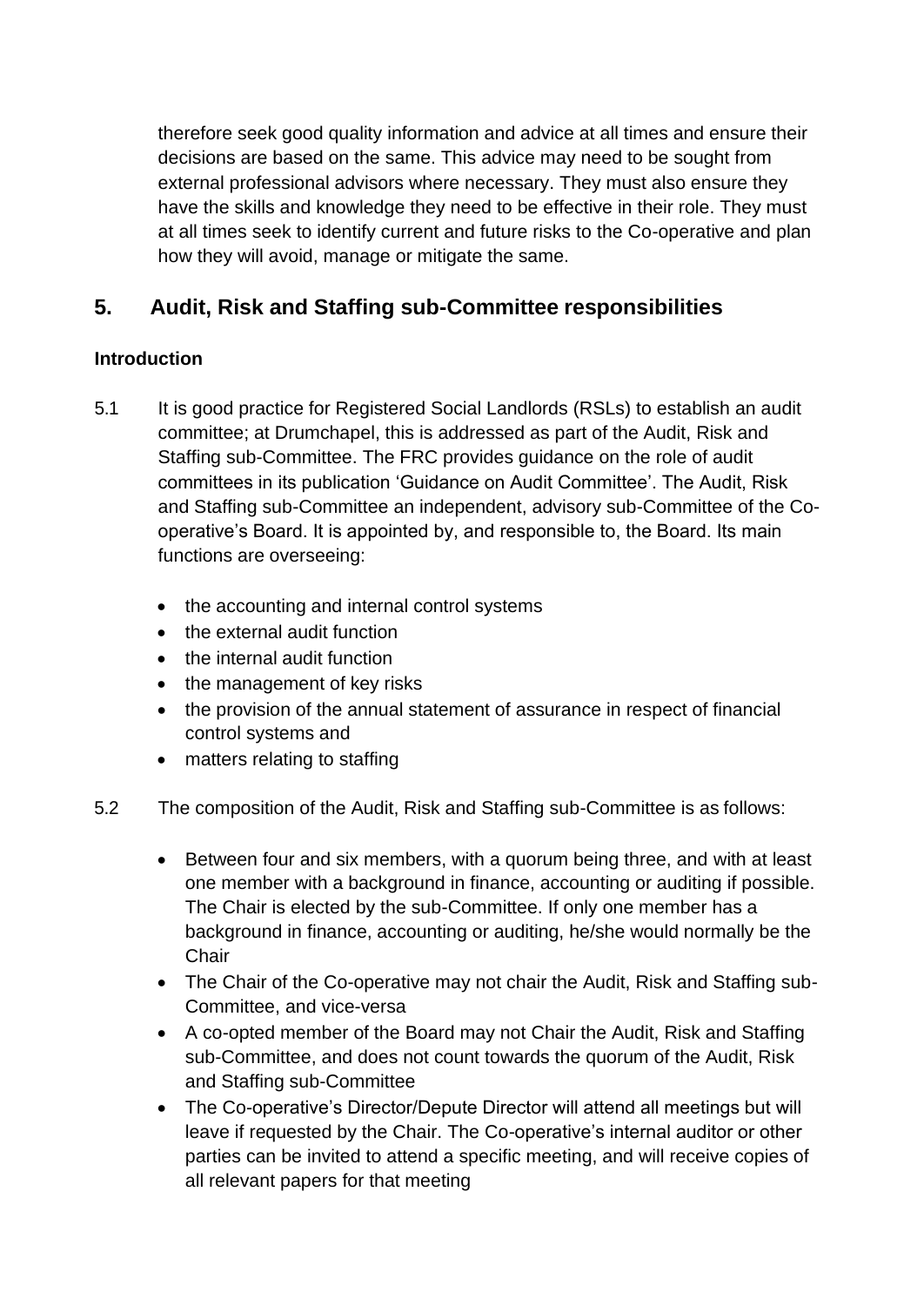therefore seek good quality information and advice at all times and ensure their decisions are based on the same. This advice may need to be sought from external professional advisors where necessary. They must also ensure they have the skills and knowledge they need to be effective in their role. They must at all times seek to identify current and future risks to the Co-operative and plan how they will avoid, manage or mitigate the same.

## 5. Audit, Risk and Staffing sub-Committee responsibilities

**Introduction**

5.1 It is good practice for Registered Social Landlords (RSLs) to establish an audit committee; at Drumchapel, this is addressed as part of the Audit, Risk and Staffing sub-Committee. The FRC provides guidance on the role of audit committees in its publication 'Guidance on Audit Committee'. The Audit, Risk and Staffing sub-Committee an independent, advisory sub-Committee of the Co-operative's Board. It is appointed by, and responsible to, the Board. Its main functions are overseeing:

- the accounting and internal control systems
- the external audit function
- the internal audit function
- the management of key risks
- the provision of the annual statement of assurance in respect of financial control systems and
- matters relating to staffing

5.2 The composition of the Audit, Risk and Staffing sub-Committee is as follows:

- Between four and six members, with a quorum being three, and with at least one member with a background in finance, accounting or auditing if possible. The Chair is elected by the sub-Committee. If only one member has a background in finance, accounting or auditing, he/she would normally be the Chair
- The Chair of the Co-operative may not chair the Audit, Risk and Staffing sub-Committee, and vice-versa
- A co-opted member of the Board may not Chair the Audit, Risk and Staffing sub-Committee, and does not count towards the quorum of the Audit, Risk and Staffing sub-Committee
- The Co-operative's Director/Depute Director will attend all meetings but will leave if requested by the Chair. The Co-operative's internal auditor or other parties can be invited to attend a specific meeting, and will receive copies of all relevant papers for that meeting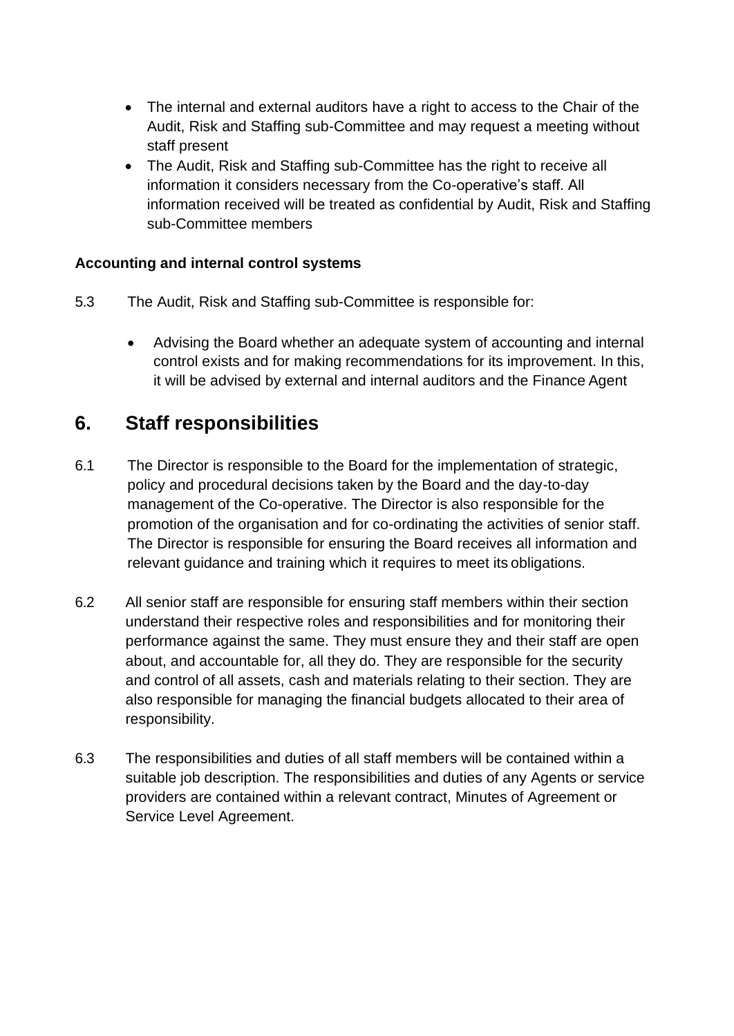- The internal and external auditors have a right to access to the Chair of the Audit, Risk and Staffing sub-Committee and may request a meeting without staff present
- The Audit, Risk and Staffing sub-Committee has the right to receive all information it considers necessary from the Co-operative's staff. All information received will be treated as confidential by Audit, Risk and Staffing sub-Committee members

**Accounting and internal control systems**

5.3 The Audit, Risk and Staffing sub-Committee is responsible for:

- Advising the Board whether an adequate system of accounting and internal control exists and for making recommendations for its improvement. In this, it will be advised by external and internal auditors and the Finance Agent

## 6. Staff responsibilities

6.1 The Director is responsible to the Board for the implementation of strategic, policy and procedural decisions taken by the Board and the day-to-day management of the Co-operative. The Director is also responsible for the promotion of the organisation and for co-ordinating the activities of senior staff. The Director is responsible for ensuring the Board receives all information and relevant guidance and training which it requires to meet its obligations.

6.2 All senior staff are responsible for ensuring staff members within their section understand their respective roles and responsibilities and for monitoring their performance against the same. They must ensure they and their staff are open about, and accountable for, all they do. They are responsible for the security and control of all assets, cash and materials relating to their section. They are also responsible for managing the financial budgets allocated to their area of responsibility.

6.3 The responsibilities and duties of all staff members will be contained within a suitable job description. The responsibilities and duties of any Agents or service providers are contained within a relevant contract, Minutes of Agreement or Service Level Agreement.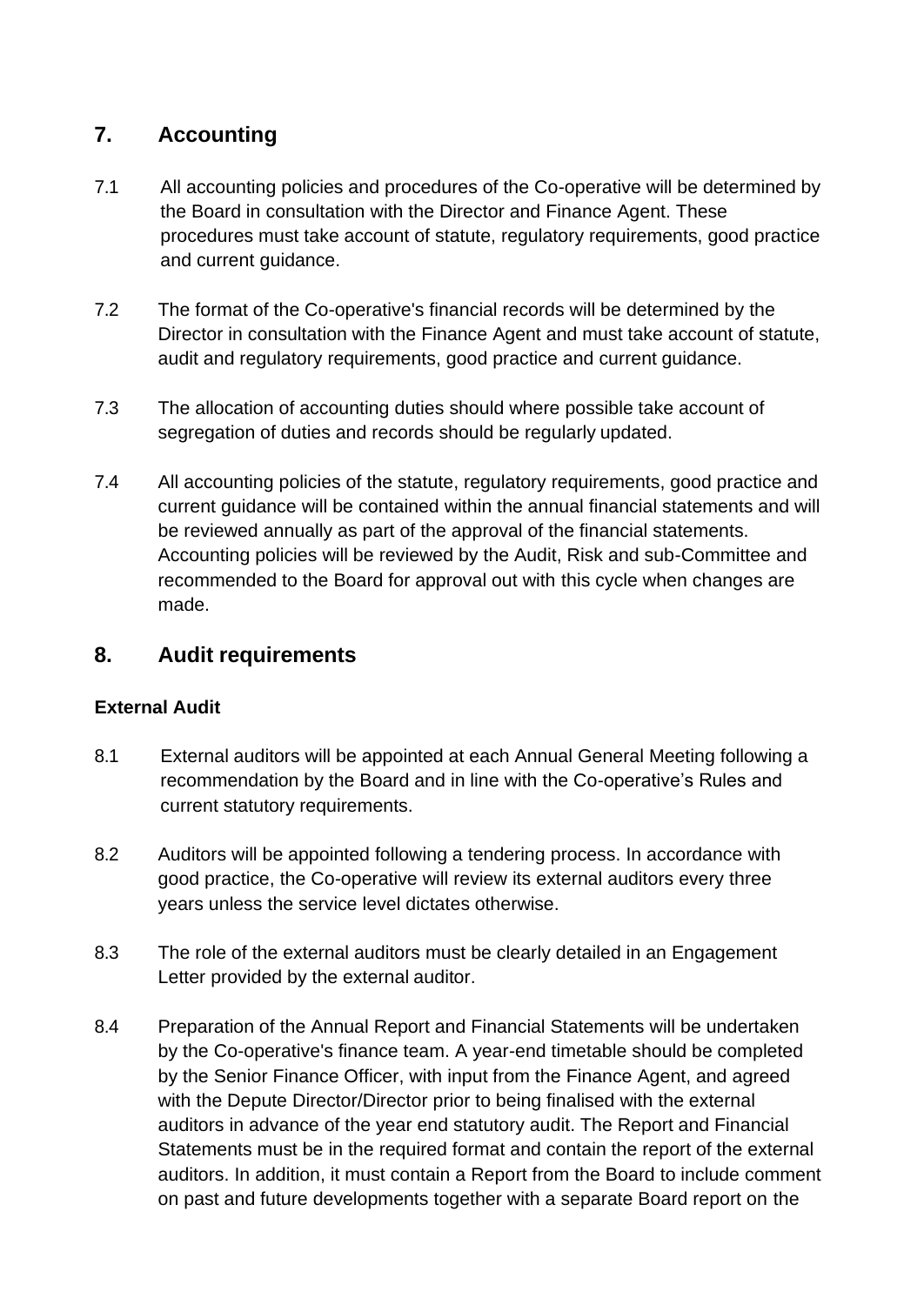## 7. Accounting

7.1 All accounting policies and procedures of the Co-operative will be determined by the Board in consultation with the Director and Finance Agent. These procedures must take account of statute, regulatory requirements, good practice and current guidance.

7.2 The format of the Co-operative's financial records will be determined by the Director in consultation with the Finance Agent and must take account of statute, audit and regulatory requirements, good practice and current guidance.

7.3 The allocation of accounting duties should where possible take account of segregation of duties and records should be regularly updated.

7.4 All accounting policies of the statute, regulatory requirements, good practice and current guidance will be contained within the annual financial statements and will be reviewed annually as part of the approval of the financial statements. Accounting policies will be reviewed by the Audit, Risk and sub-Committee and recommended to the Board for approval out with this cycle when changes are made.

## 8. Audit requirements

### External Audit

8.1 External auditors will be appointed at each Annual General Meeting following a recommendation by the Board and in line with the Co-operative's Rules and current statutory requirements.

8.2 Auditors will be appointed following a tendering process. In accordance with good practice, the Co-operative will review its external auditors every three years unless the service level dictates otherwise.

8.3 The role of the external auditors must be clearly detailed in an Engagement Letter provided by the external auditor.

8.4 Preparation of the Annual Report and Financial Statements will be undertaken by the Co-operative's finance team. A year-end timetable should be completed by the Senior Finance Officer, with input from the Finance Agent, and agreed with the Depute Director/Director prior to being finalised with the external auditors in advance of the year end statutory audit. The Report and Financial Statements must be in the required format and contain the report of the external auditors. In addition, it must contain a Report from the Board to include comment on past and future developments together with a separate Board report on the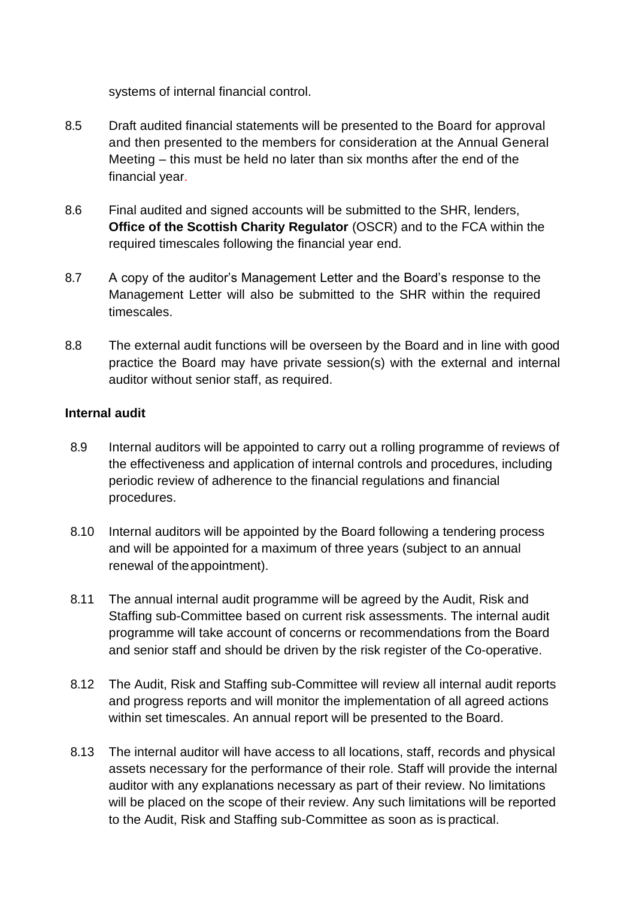systems of internal financial control.

8.5 Draft audited financial statements will be presented to the Board for approval and then presented to the members for consideration at the Annual General Meeting – this must be held no later than six months after the end of the financial year.

8.6 Final audited and signed accounts will be submitted to the SHR, lenders, **Office of the Scottish Charity Regulator** (OSCR) and to the FCA within the required timescales following the financial year end.

8.7 A copy of the auditor's Management Letter and the Board's response to the Management Letter will also be submitted to the SHR within the required timescales.

8.8 The external audit functions will be overseen by the Board and in line with good practice the Board may have private session(s) with the external and internal auditor without senior staff, as required.

**Internal audit**

8.9 Internal auditors will be appointed to carry out a rolling programme of reviews of the effectiveness and application of internal controls and procedures, including periodic review of adherence to the financial regulations and financial procedures.

8.10 Internal auditors will be appointed by the Board following a tendering process and will be appointed for a maximum of three years (subject to an annual renewal of the appointment).

8.11 The annual internal audit programme will be agreed by the Audit, Risk and Staffing sub-Committee based on current risk assessments. The internal audit programme will take account of concerns or recommendations from the Board and senior staff and should be driven by the risk register of the Co-operative.

8.12 The Audit, Risk and Staffing sub-Committee will review all internal audit reports and progress reports and will monitor the implementation of all agreed actions within set timescales. An annual report will be presented to the Board.

8.13 The internal auditor will have access to all locations, staff, records and physical assets necessary for the performance of their role. Staff will provide the internal auditor with any explanations necessary as part of their review. No limitations will be placed on the scope of their review. Any such limitations will be reported to the Audit, Risk and Staffing sub-Committee as soon as is practical.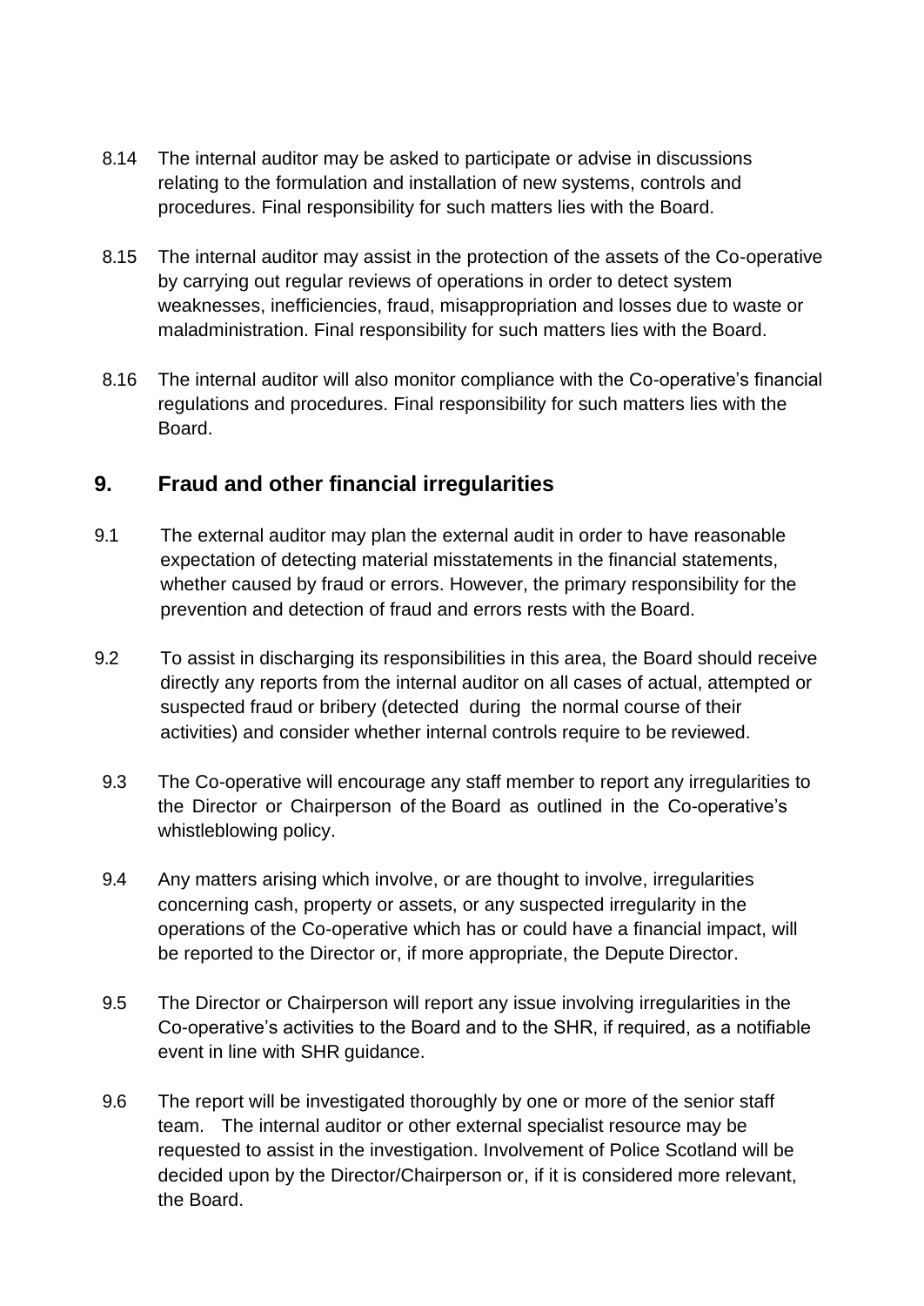8.14 The internal auditor may be asked to participate or advise in discussions relating to the formulation and installation of new systems, controls and procedures. Final responsibility for such matters lies with the Board.

8.15 The internal auditor may assist in the protection of the assets of the Co-operative by carrying out regular reviews of operations in order to detect system weaknesses, inefficiencies, fraud, misappropriation and losses due to waste or maladministration. Final responsibility for such matters lies with the Board.

8.16 The internal auditor will also monitor compliance with the Co-operative's financial regulations and procedures. Final responsibility for such matters lies with the Board.

## 9. Fraud and other financial irregularities

9.1 The external auditor may plan the external audit in order to have reasonable expectation of detecting material misstatements in the financial statements, whether caused by fraud or errors. However, the primary responsibility for the prevention and detection of fraud and errors rests with the Board.

9.2 To assist in discharging its responsibilities in this area, the Board should receive directly any reports from the internal auditor on all cases of actual, attempted or suspected fraud or bribery (detected during the normal course of their activities) and consider whether internal controls require to be reviewed.

9.3 The Co-operative will encourage any staff member to report any irregularities to the Director or Chairperson of the Board as outlined in the Co-operative's whistleblowing policy.

9.4 Any matters arising which involve, or are thought to involve, irregularities concerning cash, property or assets, or any suspected irregularity in the operations of the Co-operative which has or could have a financial impact, will be reported to the Director or, if more appropriate, the Depute Director.

9.5 The Director or Chairperson will report any issue involving irregularities in the Co-operative's activities to the Board and to the SHR, if required, as a notifiable event in line with SHR guidance.

9.6 The report will be investigated thoroughly by one or more of the senior staff team. The internal auditor or other external specialist resource may be requested to assist in the investigation. Involvement of Police Scotland will be decided upon by the Director/Chairperson or, if it is considered more relevant, the Board.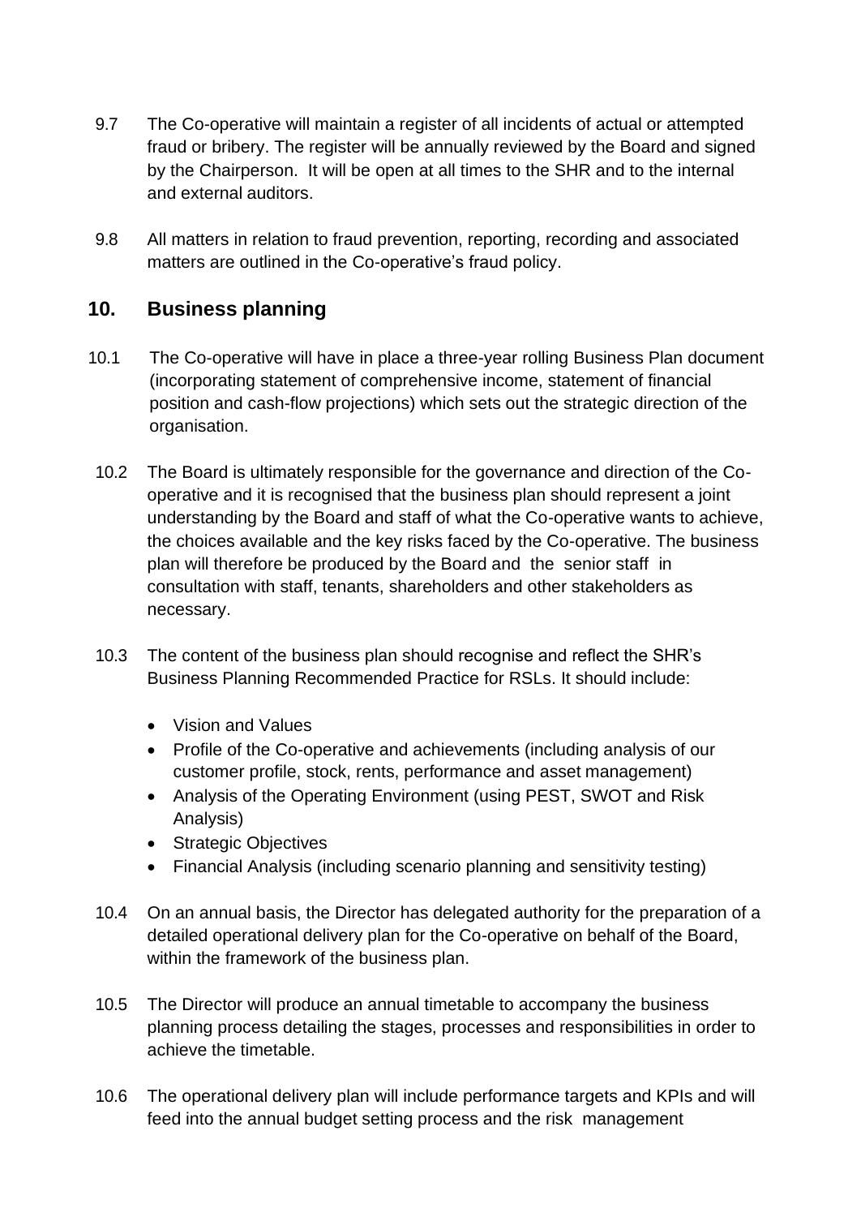9.7 The Co-operative will maintain a register of all incidents of actual or attempted fraud or bribery. The register will be annually reviewed by the Board and signed by the Chairperson. It will be open at all times to the SHR and to the internal and external auditors.

9.8 All matters in relation to fraud prevention, reporting, recording and associated matters are outlined in the Co-operative's fraud policy.

## 10. Business planning

10.1 The Co-operative will have in place a three-year rolling Business Plan document (incorporating statement of comprehensive income, statement of financial position and cash-flow projections) which sets out the strategic direction of the organisation.

10.2 The Board is ultimately responsible for the governance and direction of the Co-operative and it is recognised that the business plan should represent a joint understanding by the Board and staff of what the Co-operative wants to achieve, the choices available and the key risks faced by the Co-operative. The business plan will therefore be produced by the Board and the senior staff in consultation with staff, tenants, shareholders and other stakeholders as necessary.

10.3 The content of the business plan should recognise and reflect the SHR's Business Planning Recommended Practice for RSLs. It should include:

- Vision and Values
- Profile of the Co-operative and achievements (including analysis of our customer profile, stock, rents, performance and asset management)
- Analysis of the Operating Environment (using PEST, SWOT and Risk Analysis)
- Strategic Objectives
- Financial Analysis (including scenario planning and sensitivity testing)

10.4 On an annual basis, the Director has delegated authority for the preparation of a detailed operational delivery plan for the Co-operative on behalf of the Board, within the framework of the business plan.

10.5 The Director will produce an annual timetable to accompany the business planning process detailing the stages, processes and responsibilities in order to achieve the timetable.

10.6 The operational delivery plan will include performance targets and KPIs and will feed into the annual budget setting process and the risk management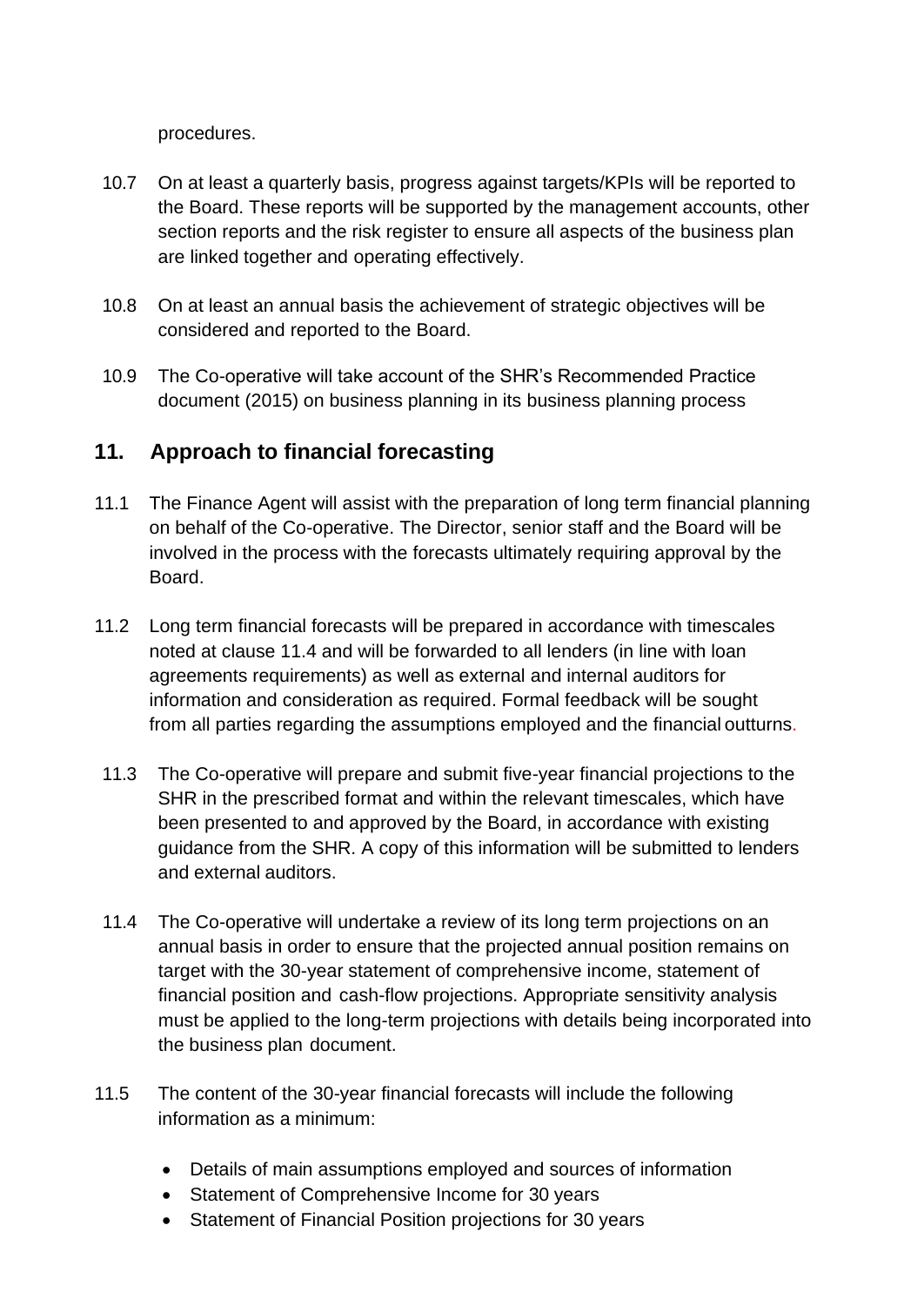procedures.

10.7 On at least a quarterly basis, progress against targets/KPIs will be reported to the Board. These reports will be supported by the management accounts, other section reports and the risk register to ensure all aspects of the business plan are linked together and operating effectively.

10.8 On at least an annual basis the achievement of strategic objectives will be considered and reported to the Board.

10.9 The Co-operative will take account of the SHR's Recommended Practice document (2015) on business planning in its business planning process

## 11. Approach to financial forecasting

11.1 The Finance Agent will assist with the preparation of long term financial planning on behalf of the Co-operative. The Director, senior staff and the Board will be involved in the process with the forecasts ultimately requiring approval by the Board.

11.2 Long term financial forecasts will be prepared in accordance with timescales noted at clause 11.4 and will be forwarded to all lenders (in line with loan agreements requirements) as well as external and internal auditors for information and consideration as required. Formal feedback will be sought from all parties regarding the assumptions employed and the financial outturns.

11.3 The Co-operative will prepare and submit five-year financial projections to the SHR in the prescribed format and within the relevant timescales, which have been presented to and approved by the Board, in accordance with existing guidance from the SHR. A copy of this information will be submitted to lenders and external auditors.

11.4 The Co-operative will undertake a review of its long term projections on an annual basis in order to ensure that the projected annual position remains on target with the 30-year statement of comprehensive income, statement of financial position and cash-flow projections. Appropriate sensitivity analysis must be applied to the long-term projections with details being incorporated into the business plan document.

11.5 The content of the 30-year financial forecasts will include the following information as a minimum:

- Details of main assumptions employed and sources of information
- Statement of Comprehensive Income for 30 years
- Statement of Financial Position projections for 30 years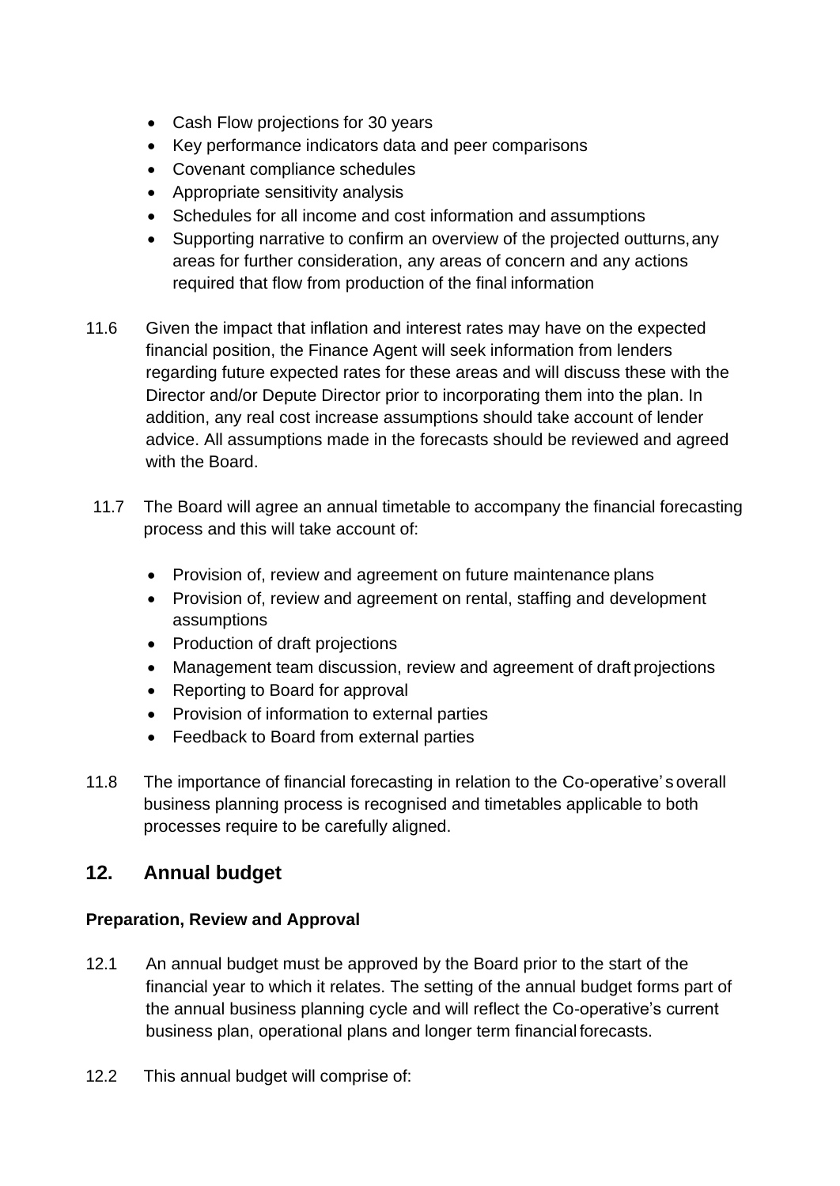- Cash Flow projections for 30 years
- Key performance indicators data and peer comparisons
- Covenant compliance schedules
- Appropriate sensitivity analysis
- Schedules for all income and cost information and assumptions
- Supporting narrative to confirm an overview of the projected outturns, any areas for further consideration, any areas of concern and any actions required that flow from production of the final information

11.6 Given the impact that inflation and interest rates may have on the expected financial position, the Finance Agent will seek information from lenders regarding future expected rates for these areas and will discuss these with the Director and/or Depute Director prior to incorporating them into the plan. In addition, any real cost increase assumptions should take account of lender advice. All assumptions made in the forecasts should be reviewed and agreed with the Board.

11.7 The Board will agree an annual timetable to accompany the financial forecasting process and this will take account of:

- Provision of, review and agreement on future maintenance plans
- Provision of, review and agreement on rental, staffing and development assumptions
- Production of draft projections
- Management team discussion, review and agreement of draft projections
- Reporting to Board for approval
- Provision of information to external parties
- Feedback to Board from external parties

11.8 The importance of financial forecasting in relation to the Co-operative's overall business planning process is recognised and timetables applicable to both processes require to be carefully aligned.

## 12. Annual budget

**Preparation, Review and Approval**

12.1 An annual budget must be approved by the Board prior to the start of the financial year to which it relates. The setting of the annual budget forms part of the annual business planning cycle and will reflect the Co-operative's current business plan, operational plans and longer term financial forecasts.

12.2 This annual budget will comprise of: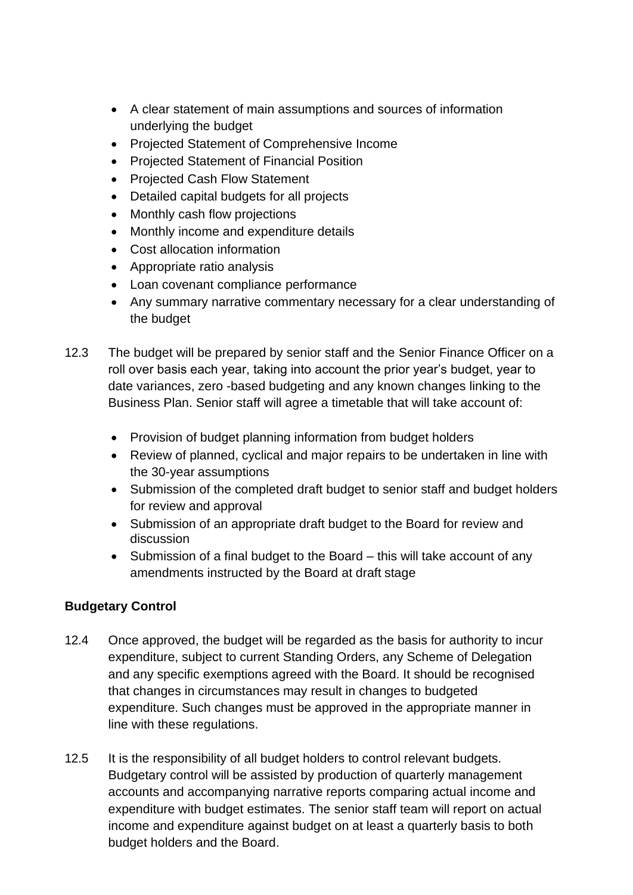- A clear statement of main assumptions and sources of information underlying the budget
- Projected Statement of Comprehensive Income
- Projected Statement of Financial Position
- Projected Cash Flow Statement
- Detailed capital budgets for all projects
- Monthly cash flow projections
- Monthly income and expenditure details
- Cost allocation information
- Appropriate ratio analysis
- Loan covenant compliance performance
- Any summary narrative commentary necessary for a clear understanding of the budget

12.3 The budget will be prepared by senior staff and the Senior Finance Officer on a roll over basis each year, taking into account the prior year's budget, year to date variances, zero -based budgeting and any known changes linking to the Business Plan. Senior staff will agree a timetable that will take account of:

- Provision of budget planning information from budget holders
- Review of planned, cyclical and major repairs to be undertaken in line with the 30-year assumptions
- Submission of the completed draft budget to senior staff and budget holders for review and approval
- Submission of an appropriate draft budget to the Board for review and discussion
- Submission of a final budget to the Board – this will take account of any amendments instructed by the Board at draft stage

**Budgetary Control**

12.4 Once approved, the budget will be regarded as the basis for authority to incur expenditure, subject to current Standing Orders, any Scheme of Delegation and any specific exemptions agreed with the Board. It should be recognised that changes in circumstances may result in changes to budgeted expenditure. Such changes must be approved in the appropriate manner in line with these regulations.

12.5 It is the responsibility of all budget holders to control relevant budgets. Budgetary control will be assisted by production of quarterly management accounts and accompanying narrative reports comparing actual income and expenditure with budget estimates. The senior staff team will report on actual income and expenditure against budget on at least a quarterly basis to both budget holders and the Board.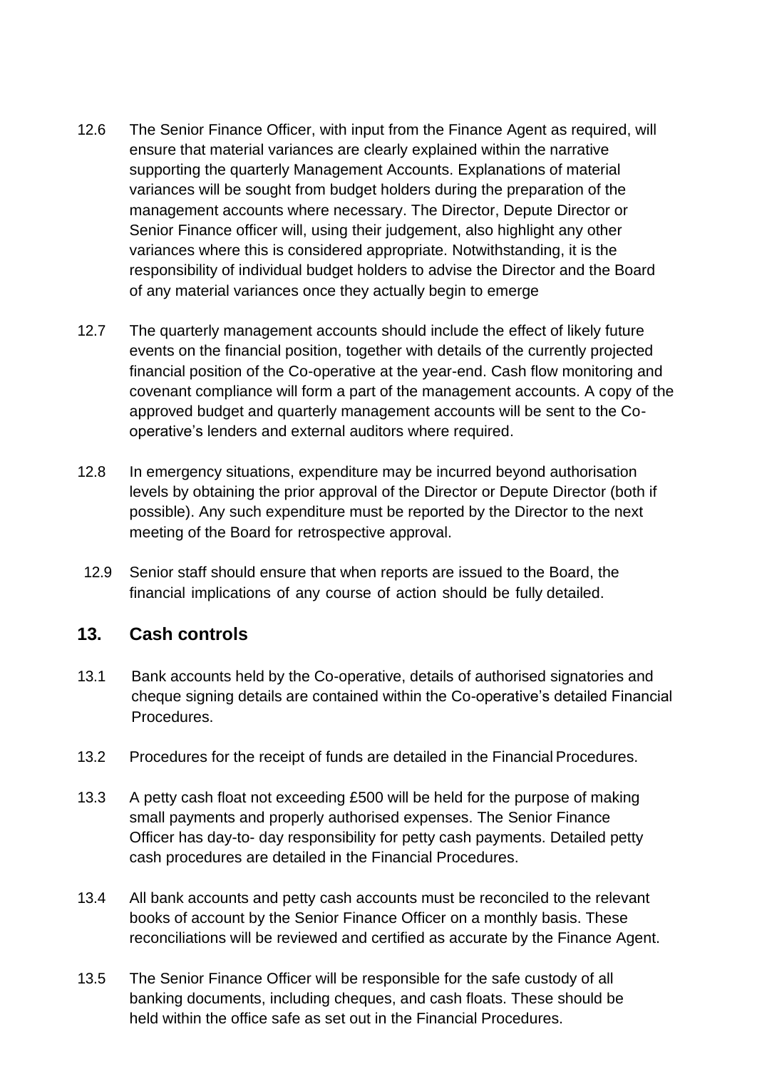12.6 The Senior Finance Officer, with input from the Finance Agent as required, will ensure that material variances are clearly explained within the narrative supporting the quarterly Management Accounts. Explanations of material variances will be sought from budget holders during the preparation of the management accounts where necessary. The Director, Depute Director or Senior Finance officer will, using their judgement, also highlight any other variances where this is considered appropriate. Notwithstanding, it is the responsibility of individual budget holders to advise the Director and the Board of any material variances once they actually begin to emerge

12.7 The quarterly management accounts should include the effect of likely future events on the financial position, together with details of the currently projected financial position of the Co-operative at the year-end. Cash flow monitoring and covenant compliance will form a part of the management accounts. A copy of the approved budget and quarterly management accounts will be sent to the Co-operative's lenders and external auditors where required.

12.8 In emergency situations, expenditure may be incurred beyond authorisation levels by obtaining the prior approval of the Director or Depute Director (both if possible). Any such expenditure must be reported by the Director to the next meeting of the Board for retrospective approval.

12.9 Senior staff should ensure that when reports are issued to the Board, the financial implications of any course of action should be fully detailed.

## 13. Cash controls

13.1 Bank accounts held by the Co-operative, details of authorised signatories and cheque signing details are contained within the Co-operative's detailed Financial Procedures.

13.2 Procedures for the receipt of funds are detailed in the Financial Procedures.

13.3 A petty cash float not exceeding £500 will be held for the purpose of making small payments and properly authorised expenses. The Senior Finance Officer has day-to- day responsibility for petty cash payments. Detailed petty cash procedures are detailed in the Financial Procedures.

13.4 All bank accounts and petty cash accounts must be reconciled to the relevant books of account by the Senior Finance Officer on a monthly basis. These reconciliations will be reviewed and certified as accurate by the Finance Agent.

13.5 The Senior Finance Officer will be responsible for the safe custody of all banking documents, including cheques, and cash floats. These should be held within the office safe as set out in the Financial Procedures.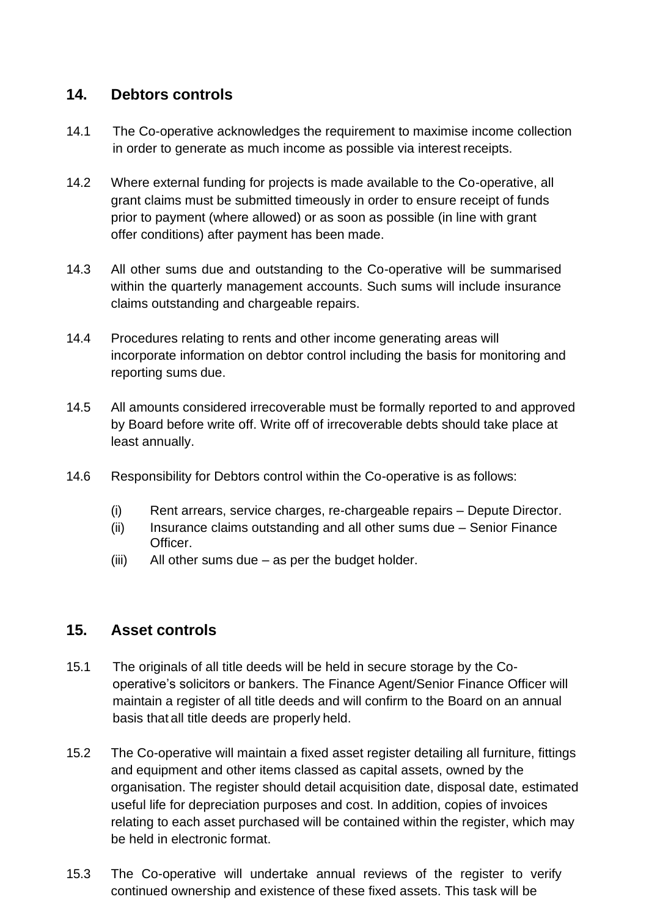## 14. Debtors controls

14.1 The Co-operative acknowledges the requirement to maximise income collection in order to generate as much income as possible via interest receipts.

14.2 Where external funding for projects is made available to the Co-operative, all grant claims must be submitted timeously in order to ensure receipt of funds prior to payment (where allowed) or as soon as possible (in line with grant offer conditions) after payment has been made.

14.3 All other sums due and outstanding to the Co-operative will be summarised within the quarterly management accounts. Such sums will include insurance claims outstanding and chargeable repairs.

14.4 Procedures relating to rents and other income generating areas will incorporate information on debtor control including the basis for monitoring and reporting sums due.

14.5 All amounts considered irrecoverable must be formally reported to and approved by Board before write off. Write off of irrecoverable debts should take place at least annually.

14.6 Responsibility for Debtors control within the Co-operative is as follows:

(i) Rent arrears, service charges, re-chargeable repairs – Depute Director.
(ii) Insurance claims outstanding and all other sums due – Senior Finance Officer.
(iii) All other sums due – as per the budget holder.

## 15. Asset controls

15.1 The originals of all title deeds will be held in secure storage by the Co-operative's solicitors or bankers. The Finance Agent/Senior Finance Officer will maintain a register of all title deeds and will confirm to the Board on an annual basis that all title deeds are properly held.

15.2 The Co-operative will maintain a fixed asset register detailing all furniture, fittings and equipment and other items classed as capital assets, owned by the organisation. The register should detail acquisition date, disposal date, estimated useful life for depreciation purposes and cost. In addition, copies of invoices relating to each asset purchased will be contained within the register, which may be held in electronic format.

15.3 The Co-operative will undertake annual reviews of the register to verify continued ownership and existence of these fixed assets. This task will be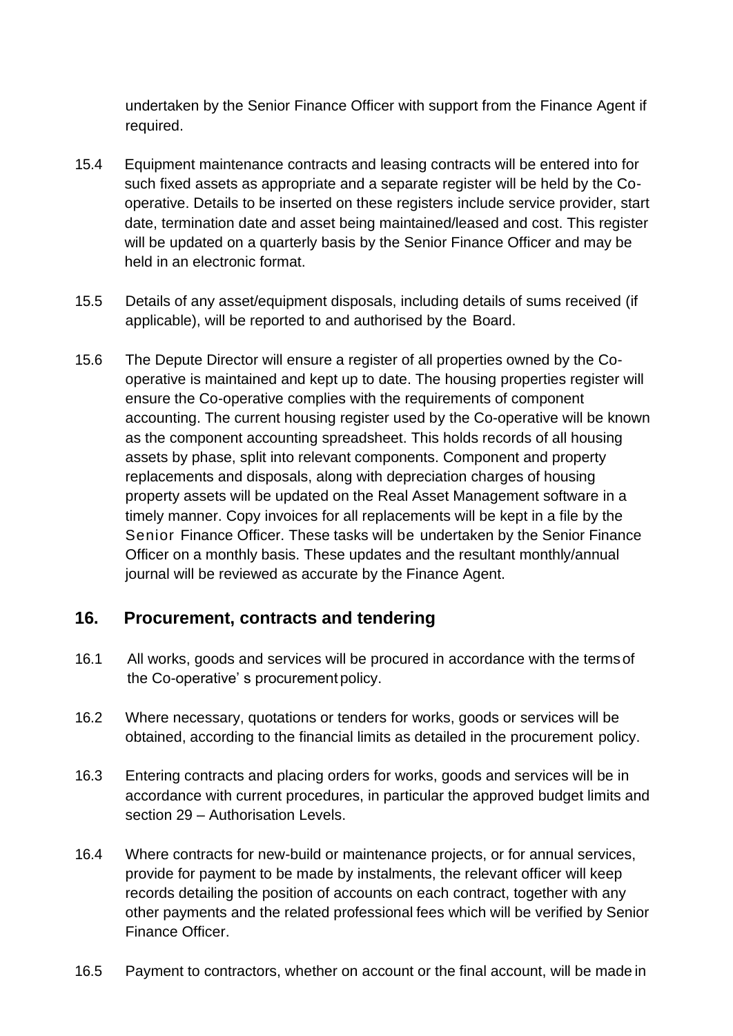undertaken by the Senior Finance Officer with support from the Finance Agent if required.

15.4 Equipment maintenance contracts and leasing contracts will be entered into for such fixed assets as appropriate and a separate register will be held by the Co-operative. Details to be inserted on these registers include service provider, start date, termination date and asset being maintained/leased and cost. This register will be updated on a quarterly basis by the Senior Finance Officer and may be held in an electronic format.

15.5 Details of any asset/equipment disposals, including details of sums received (if applicable), will be reported to and authorised by the Board.

15.6 The Depute Director will ensure a register of all properties owned by the Co-operative is maintained and kept up to date. The housing properties register will ensure the Co-operative complies with the requirements of component accounting. The current housing register used by the Co-operative will be known as the component accounting spreadsheet. This holds records of all housing assets by phase, split into relevant components. Component and property replacements and disposals, along with depreciation charges of housing property assets will be updated on the Real Asset Management software in a timely manner. Copy invoices for all replacements will be kept in a file by the Senior Finance Officer. These tasks will be undertaken by the Senior Finance Officer on a monthly basis. These updates and the resultant monthly/annual journal will be reviewed as accurate by the Finance Agent.

## 16. Procurement, contracts and tendering

16.1 All works, goods and services will be procured in accordance with the terms of the Co-operative' s procurement policy.

16.2 Where necessary, quotations or tenders for works, goods or services will be obtained, according to the financial limits as detailed in the procurement policy.

16.3 Entering contracts and placing orders for works, goods and services will be in accordance with current procedures, in particular the approved budget limits and section 29 – Authorisation Levels.

16.4 Where contracts for new-build or maintenance projects, or for annual services, provide for payment to be made by instalments, the relevant officer will keep records detailing the position of accounts on each contract, together with any other payments and the related professional fees which will be verified by Senior Finance Officer.

16.5 Payment to contractors, whether on account or the final account, will be made in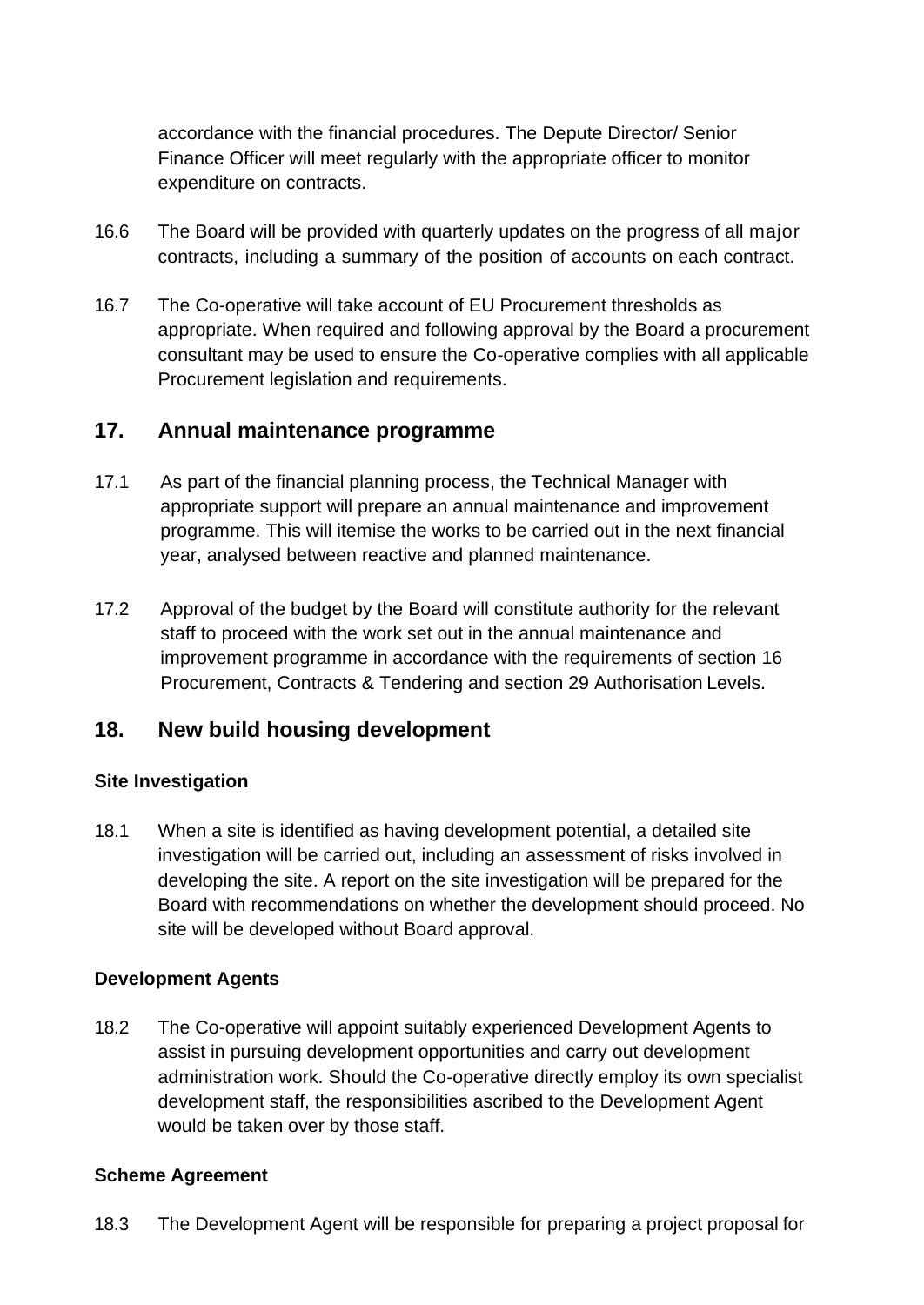accordance with the financial procedures. The Depute Director/ Senior Finance Officer will meet regularly with the appropriate officer to monitor expenditure on contracts.

16.6 The Board will be provided with quarterly updates on the progress of all major contracts, including a summary of the position of accounts on each contract.

16.7 The Co-operative will take account of EU Procurement thresholds as appropriate. When required and following approval by the Board a procurement consultant may be used to ensure the Co-operative complies with all applicable Procurement legislation and requirements.

## 17. Annual maintenance programme

17.1 As part of the financial planning process, the Technical Manager with appropriate support will prepare an annual maintenance and improvement programme. This will itemise the works to be carried out in the next financial year, analysed between reactive and planned maintenance.

17.2 Approval of the budget by the Board will constitute authority for the relevant staff to proceed with the work set out in the annual maintenance and improvement programme in accordance with the requirements of section 16 Procurement, Contracts & Tendering and section 29 Authorisation Levels.

## 18. New build housing development

**Site Investigation**

18.1 When a site is identified as having development potential, a detailed site investigation will be carried out, including an assessment of risks involved in developing the site. A report on the site investigation will be prepared for the Board with recommendations on whether the development should proceed. No site will be developed without Board approval.

**Development Agents**

18.2 The Co-operative will appoint suitably experienced Development Agents to assist in pursuing development opportunities and carry out development administration work. Should the Co-operative directly employ its own specialist development staff, the responsibilities ascribed to the Development Agent would be taken over by those staff.

**Scheme Agreement**

18.3 The Development Agent will be responsible for preparing a project proposal for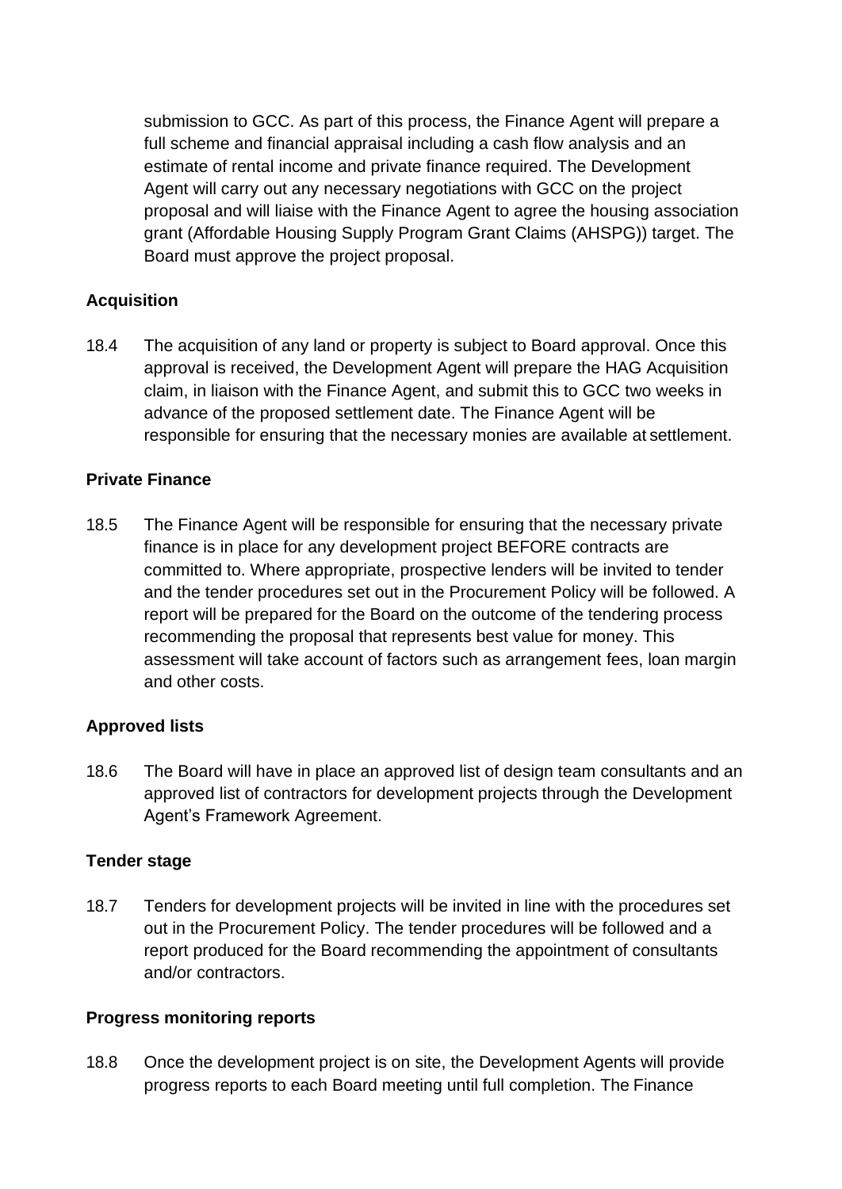submission to GCC. As part of this process, the Finance Agent will prepare a full scheme and financial appraisal including a cash flow analysis and an estimate of rental income and private finance required. The Development Agent will carry out any necessary negotiations with GCC on the project proposal and will liaise with the Finance Agent to agree the housing association grant (Affordable Housing Supply Program Grant Claims (AHSPG)) target. The Board must approve the project proposal.

**Acquisition**

18.4 The acquisition of any land or property is subject to Board approval. Once this approval is received, the Development Agent will prepare the HAG Acquisition claim, in liaison with the Finance Agent, and submit this to GCC two weeks in advance of the proposed settlement date. The Finance Agent will be responsible for ensuring that the necessary monies are available at settlement.

**Private Finance**

18.5 The Finance Agent will be responsible for ensuring that the necessary private finance is in place for any development project BEFORE contracts are committed to. Where appropriate, prospective lenders will be invited to tender and the tender procedures set out in the Procurement Policy will be followed. A report will be prepared for the Board on the outcome of the tendering process recommending the proposal that represents best value for money. This assessment will take account of factors such as arrangement fees, loan margin and other costs.

**Approved lists**

18.6 The Board will have in place an approved list of design team consultants and an approved list of contractors for development projects through the Development Agent's Framework Agreement.

**Tender stage**

18.7 Tenders for development projects will be invited in line with the procedures set out in the Procurement Policy. The tender procedures will be followed and a report produced for the Board recommending the appointment of consultants and/or contractors.

**Progress monitoring reports**

18.8 Once the development project is on site, the Development Agents will provide progress reports to each Board meeting until full completion. The Finance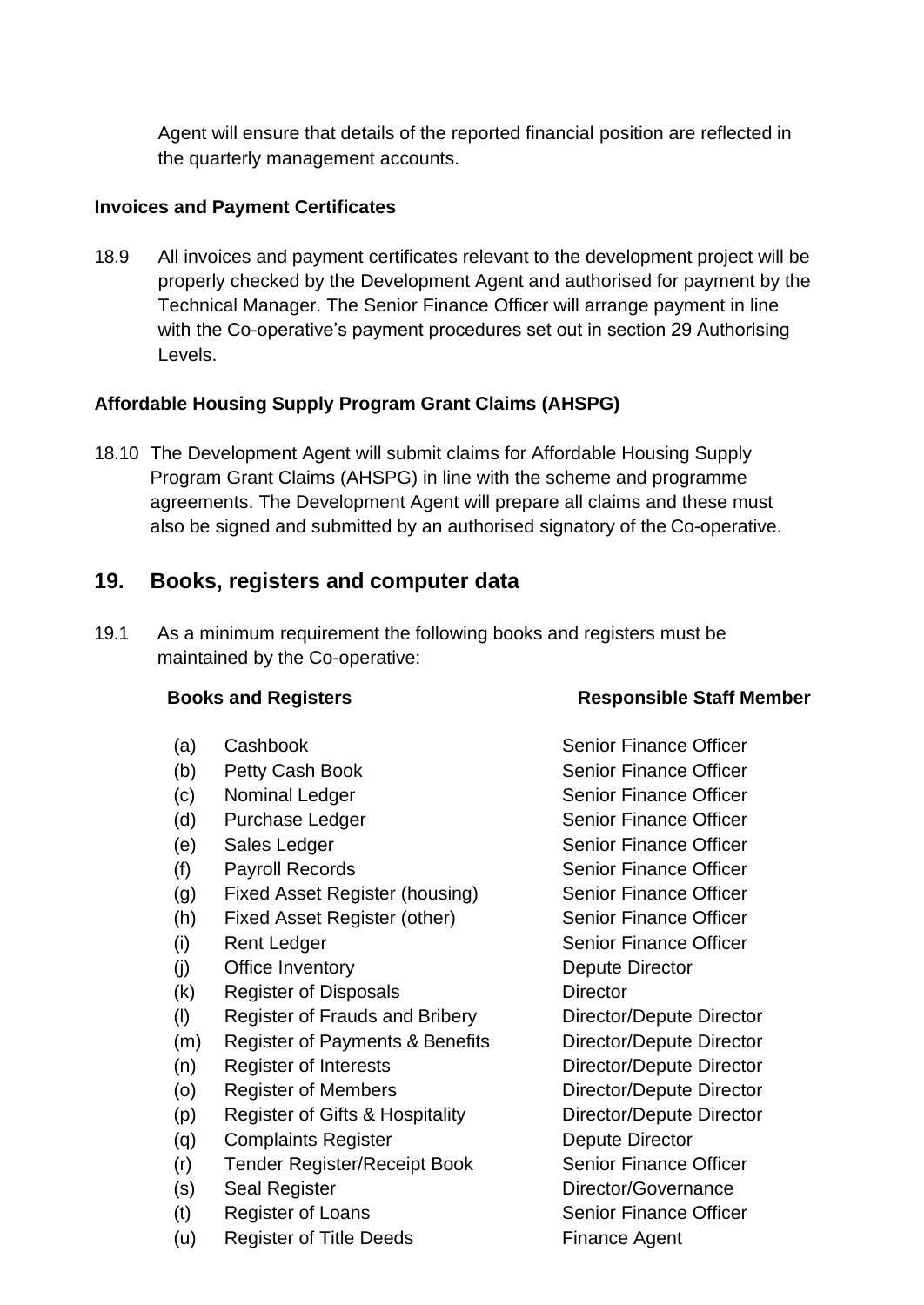Agent will ensure that details of the reported financial position are reflected in the quarterly management accounts.

**Invoices and Payment Certificates**

18.9 All invoices and payment certificates relevant to the development project will be properly checked by the Development Agent and authorised for payment by the Technical Manager. The Senior Finance Officer will arrange payment in line with the Co-operative's payment procedures set out in section 29 Authorising Levels.

**Affordable Housing Supply Program Grant Claims (AHSPG)**

18.10 The Development Agent will submit claims for Affordable Housing Supply Program Grant Claims (AHSPG) in line with the scheme and programme agreements. The Development Agent will prepare all claims and these must also be signed and submitted by an authorised signatory of the Co-operative.

## 19. Books, registers and computer data

19.1 As a minimum requirement the following books and registers must be maintained by the Co-operative:

| | Books and Registers | Responsible Staff Member |
|---|---|---|
| (a) | Cashbook | Senior Finance Officer |
| (b) | Petty Cash Book | Senior Finance Officer |
| (c) | Nominal Ledger | Senior Finance Officer |
| (d) | Purchase Ledger | Senior Finance Officer |
| (e) | Sales Ledger | Senior Finance Officer |
| (f) | Payroll Records | Senior Finance Officer |
| (g) | Fixed Asset Register (housing) | Senior Finance Officer |
| (h) | Fixed Asset Register (other) | Senior Finance Officer |
| (i) | Rent Ledger | Senior Finance Officer |
| (j) | Office Inventory | Depute Director |
| (k) | Register of Disposals | Director |
| (l) | Register of Frauds and Bribery | Director/Depute Director |
| (m) | Register of Payments & Benefits | Director/Depute Director |
| (n) | Register of Interests | Director/Depute Director |
| (o) | Register of Members | Director/Depute Director |
| (p) | Register of Gifts & Hospitality | Director/Depute Director |
| (q) | Complaints Register | Depute Director |
| (r) | Tender Register/Receipt Book | Senior Finance Officer |
| (s) | Seal Register | Director/Governance |
| (t) | Register of Loans | Senior Finance Officer |
| (u) | Register of Title Deeds | Finance Agent |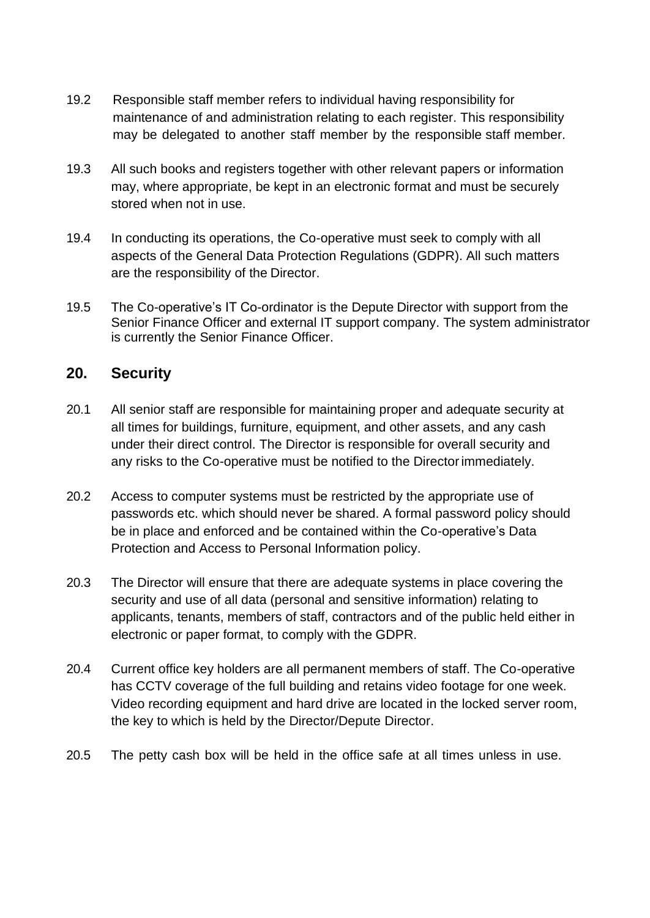19.2 Responsible staff member refers to individual having responsibility for maintenance of and administration relating to each register. This responsibility may be delegated to another staff member by the responsible staff member.

19.3 All such books and registers together with other relevant papers or information may, where appropriate, be kept in an electronic format and must be securely stored when not in use.

19.4 In conducting its operations, the Co-operative must seek to comply with all aspects of the General Data Protection Regulations (GDPR). All such matters are the responsibility of the Director.

19.5 The Co-operative's IT Co-ordinator is the Depute Director with support from the Senior Finance Officer and external IT support company. The system administrator is currently the Senior Finance Officer.

## 20. Security

20.1 All senior staff are responsible for maintaining proper and adequate security at all times for buildings, furniture, equipment, and other assets, and any cash under their direct control. The Director is responsible for overall security and any risks to the Co-operative must be notified to the Director immediately.

20.2 Access to computer systems must be restricted by the appropriate use of passwords etc. which should never be shared. A formal password policy should be in place and enforced and be contained within the Co-operative's Data Protection and Access to Personal Information policy.

20.3 The Director will ensure that there are adequate systems in place covering the security and use of all data (personal and sensitive information) relating to applicants, tenants, members of staff, contractors and of the public held either in electronic or paper format, to comply with the GDPR.

20.4 Current office key holders are all permanent members of staff. The Co-operative has CCTV coverage of the full building and retains video footage for one week. Video recording equipment and hard drive are located in the locked server room, the key to which is held by the Director/Depute Director.

20.5 The petty cash box will be held in the office safe at all times unless in use.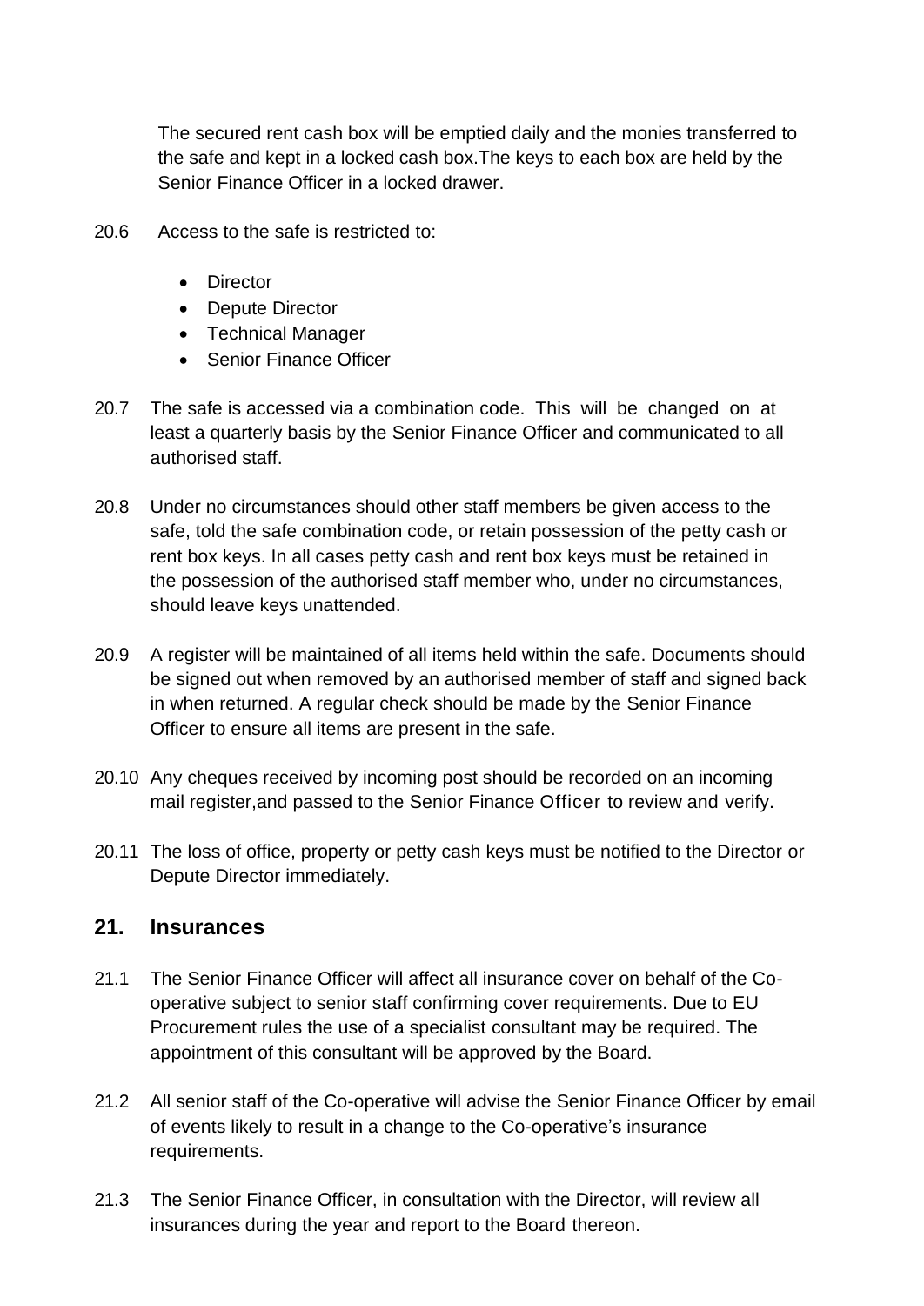The secured rent cash box will be emptied daily and the monies transferred to the safe and kept in a locked cash box.The keys to each box are held by the Senior Finance Officer in a locked drawer.

20.6 Access to the safe is restricted to:

- Director
- Depute Director
- Technical Manager
- Senior Finance Officer

20.7 The safe is accessed via a combination code. This will be changed on at least a quarterly basis by the Senior Finance Officer and communicated to all authorised staff.

20.8 Under no circumstances should other staff members be given access to the safe, told the safe combination code, or retain possession of the petty cash or rent box keys. In all cases petty cash and rent box keys must be retained in the possession of the authorised staff member who, under no circumstances, should leave keys unattended.

20.9 A register will be maintained of all items held within the safe. Documents should be signed out when removed by an authorised member of staff and signed back in when returned. A regular check should be made by the Senior Finance Officer to ensure all items are present in the safe.

20.10 Any cheques received by incoming post should be recorded on an incoming mail register,and passed to the Senior Finance Officer to review and verify.

20.11 The loss of office, property or petty cash keys must be notified to the Director or Depute Director immediately.

## 21. Insurances

21.1 The Senior Finance Officer will affect all insurance cover on behalf of the Co-operative subject to senior staff confirming cover requirements. Due to EU Procurement rules the use of a specialist consultant may be required. The appointment of this consultant will be approved by the Board.

21.2 All senior staff of the Co-operative will advise the Senior Finance Officer by email of events likely to result in a change to the Co-operative's insurance requirements.

21.3 The Senior Finance Officer, in consultation with the Director, will review all insurances during the year and report to the Board thereon.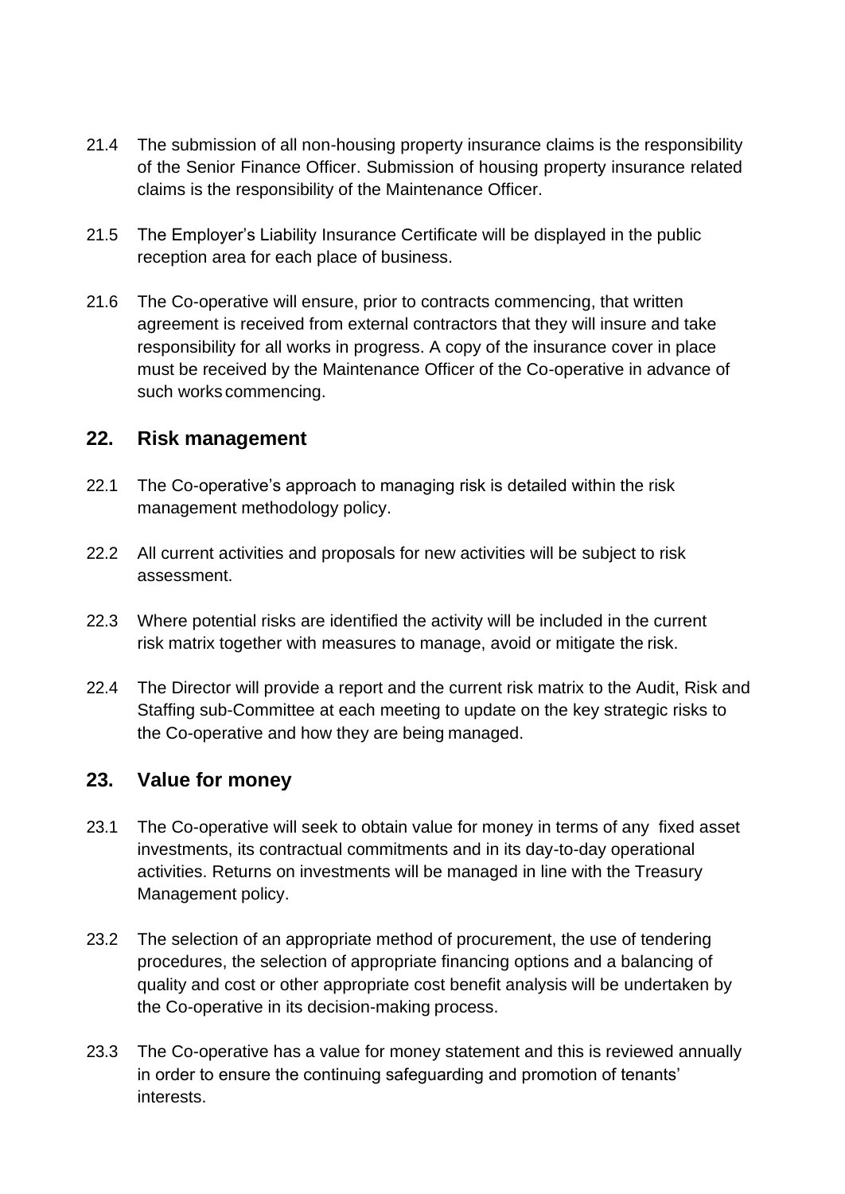21.4 The submission of all non-housing property insurance claims is the responsibility of the Senior Finance Officer. Submission of housing property insurance related claims is the responsibility of the Maintenance Officer.

21.5 The Employer's Liability Insurance Certificate will be displayed in the public reception area for each place of business.

21.6 The Co-operative will ensure, prior to contracts commencing, that written agreement is received from external contractors that they will insure and take responsibility for all works in progress. A copy of the insurance cover in place must be received by the Maintenance Officer of the Co-operative in advance of such works commencing.

## 22. Risk management

22.1 The Co-operative's approach to managing risk is detailed within the risk management methodology policy.

22.2 All current activities and proposals for new activities will be subject to risk assessment.

22.3 Where potential risks are identified the activity will be included in the current risk matrix together with measures to manage, avoid or mitigate the risk.

22.4 The Director will provide a report and the current risk matrix to the Audit, Risk and Staffing sub-Committee at each meeting to update on the key strategic risks to the Co-operative and how they are being managed.

## 23. Value for money

23.1 The Co-operative will seek to obtain value for money in terms of any fixed asset investments, its contractual commitments and in its day-to-day operational activities. Returns on investments will be managed in line with the Treasury Management policy.

23.2 The selection of an appropriate method of procurement, the use of tendering procedures, the selection of appropriate financing options and a balancing of quality and cost or other appropriate cost benefit analysis will be undertaken by the Co-operative in its decision-making process.

23.3 The Co-operative has a value for money statement and this is reviewed annually in order to ensure the continuing safeguarding and promotion of tenants' interests.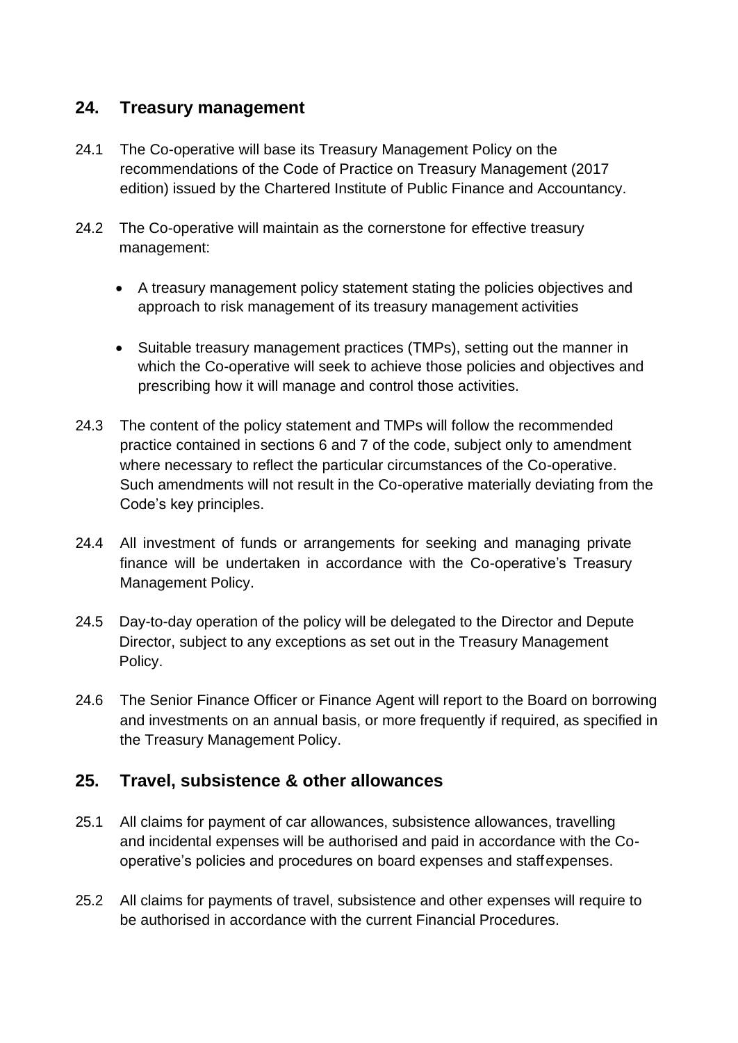## 24. Treasury management

24.1 The Co-operative will base its Treasury Management Policy on the recommendations of the Code of Practice on Treasury Management (2017 edition) issued by the Chartered Institute of Public Finance and Accountancy.

24.2 The Co-operative will maintain as the cornerstone for effective treasury management:

- A treasury management policy statement stating the policies objectives and approach to risk management of its treasury management activities
- Suitable treasury management practices (TMPs), setting out the manner in which the Co-operative will seek to achieve those policies and objectives and prescribing how it will manage and control those activities.

24.3 The content of the policy statement and TMPs will follow the recommended practice contained in sections 6 and 7 of the code, subject only to amendment where necessary to reflect the particular circumstances of the Co-operative. Such amendments will not result in the Co-operative materially deviating from the Code's key principles.

24.4 All investment of funds or arrangements for seeking and managing private finance will be undertaken in accordance with the Co-operative's Treasury Management Policy.

24.5 Day-to-day operation of the policy will be delegated to the Director and Depute Director, subject to any exceptions as set out in the Treasury Management Policy.

24.6 The Senior Finance Officer or Finance Agent will report to the Board on borrowing and investments on an annual basis, or more frequently if required, as specified in the Treasury Management Policy.

## 25. Travel, subsistence & other allowances

25.1 All claims for payment of car allowances, subsistence allowances, travelling and incidental expenses will be authorised and paid in accordance with the Co-operative's policies and procedures on board expenses and staff expenses.

25.2 All claims for payments of travel, subsistence and other expenses will require to be authorised in accordance with the current Financial Procedures.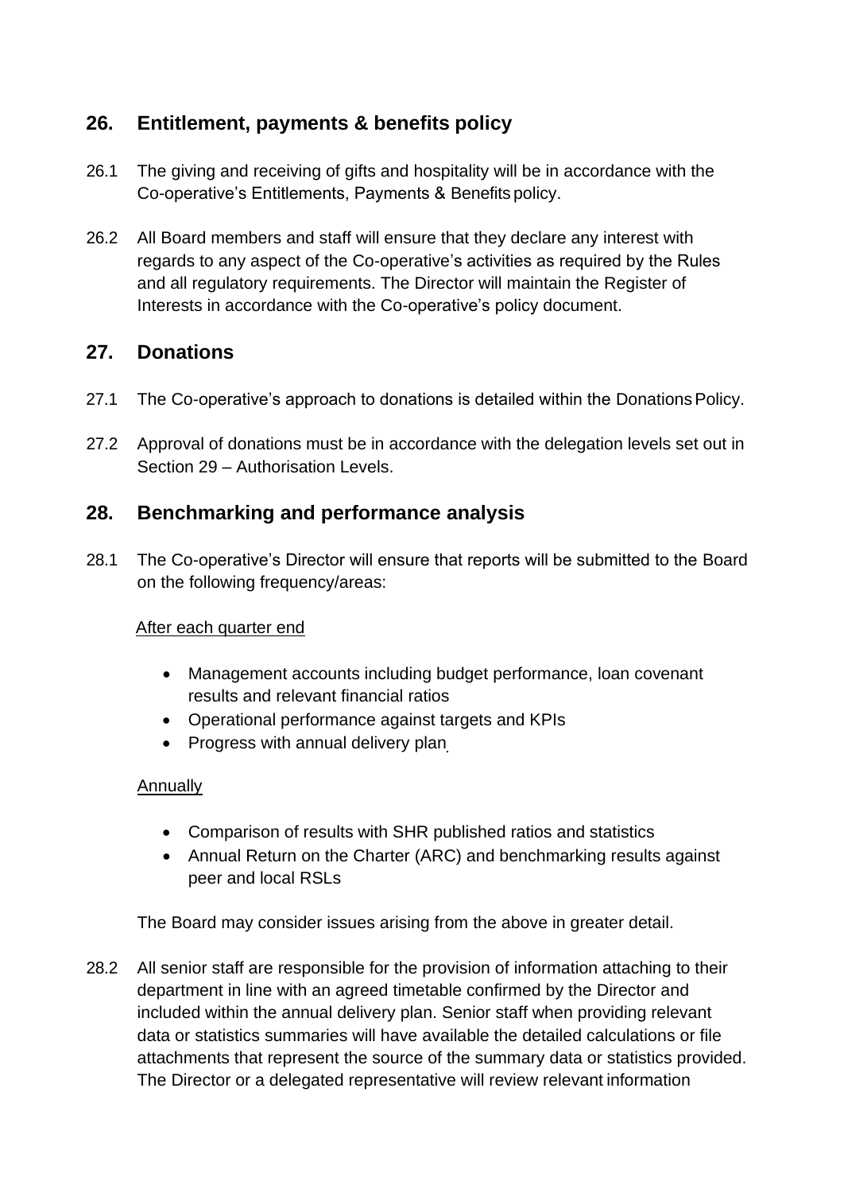## 26. Entitlement, payments & benefits policy

26.1 The giving and receiving of gifts and hospitality will be in accordance with the Co-operative's Entitlements, Payments & Benefits policy.

26.2 All Board members and staff will ensure that they declare any interest with regards to any aspect of the Co-operative's activities as required by the Rules and all regulatory requirements. The Director will maintain the Register of Interests in accordance with the Co-operative's policy document.

## 27. Donations

27.1 The Co-operative's approach to donations is detailed within the Donations Policy.

27.2 Approval of donations must be in accordance with the delegation levels set out in Section 29 – Authorisation Levels.

## 28. Benchmarking and performance analysis

28.1 The Co-operative's Director will ensure that reports will be submitted to the Board on the following frequency/areas:

After each quarter end

- Management accounts including budget performance, loan covenant results and relevant financial ratios
- Operational performance against targets and KPIs
- Progress with annual delivery plan

Annually

- Comparison of results with SHR published ratios and statistics
- Annual Return on the Charter (ARC) and benchmarking results against peer and local RSLs

The Board may consider issues arising from the above in greater detail.

28.2 All senior staff are responsible for the provision of information attaching to their department in line with an agreed timetable confirmed by the Director and included within the annual delivery plan. Senior staff when providing relevant data or statistics summaries will have available the detailed calculations or file attachments that represent the source of the summary data or statistics provided. The Director or a delegated representative will review relevant information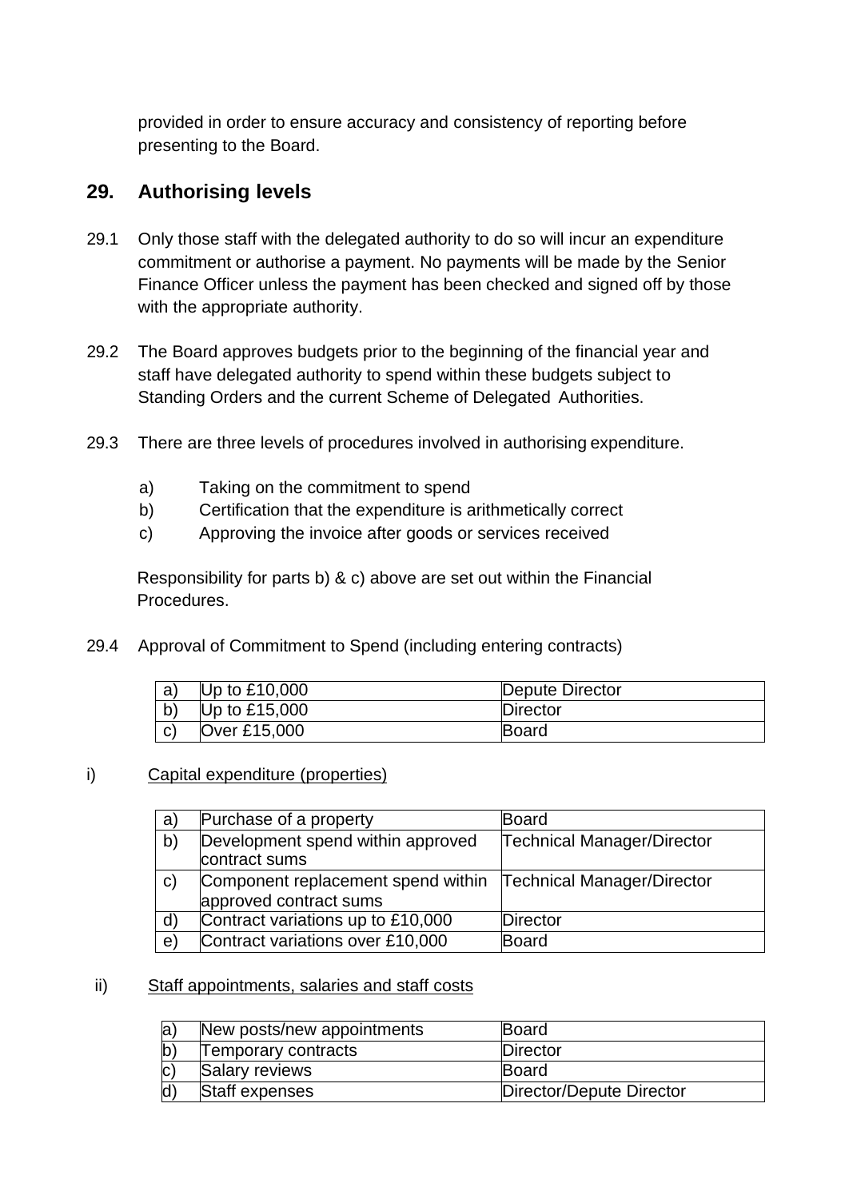provided in order to ensure accuracy and consistency of reporting before presenting to the Board.

## 29. Authorising levels

29.1 Only those staff with the delegated authority to do so will incur an expenditure commitment or authorise a payment. No payments will be made by the Senior Finance Officer unless the payment has been checked and signed off by those with the appropriate authority.

29.2 The Board approves budgets prior to the beginning of the financial year and staff have delegated authority to spend within these budgets subject to Standing Orders and the current Scheme of Delegated Authorities.

29.3 There are three levels of procedures involved in authorising expenditure.

a) Taking on the commitment to spend
b) Certification that the expenditure is arithmetically correct
c) Approving the invoice after goods or services received

Responsibility for parts b) & c) above are set out within the Financial Procedures.

29.4 Approval of Commitment to Spend (including entering contracts)

| | | |
|---|---|---|
| a) | Up to £10,000 | Depute Director |
| b) | Up to £15,000 | Director |
| c) | Over £15,000 | Board |

i) Capital expenditure (properties)

| | | |
|---|---|---|
| a) | Purchase of a property | Board |
| b) | Development spend within approved contract sums | Technical Manager/Director |
| c) | Component replacement spend within approved contract sums | Technical Manager/Director |
| d) | Contract variations up to £10,000 | Director |
| e) | Contract variations over £10,000 | Board |

ii) Staff appointments, salaries and staff costs

| | | |
|---|---|---|
| a) | New posts/new appointments | Board |
| b) | Temporary contracts | Director |
| c) | Salary reviews | Board |
| d) | Staff expenses | Director/Depute Director |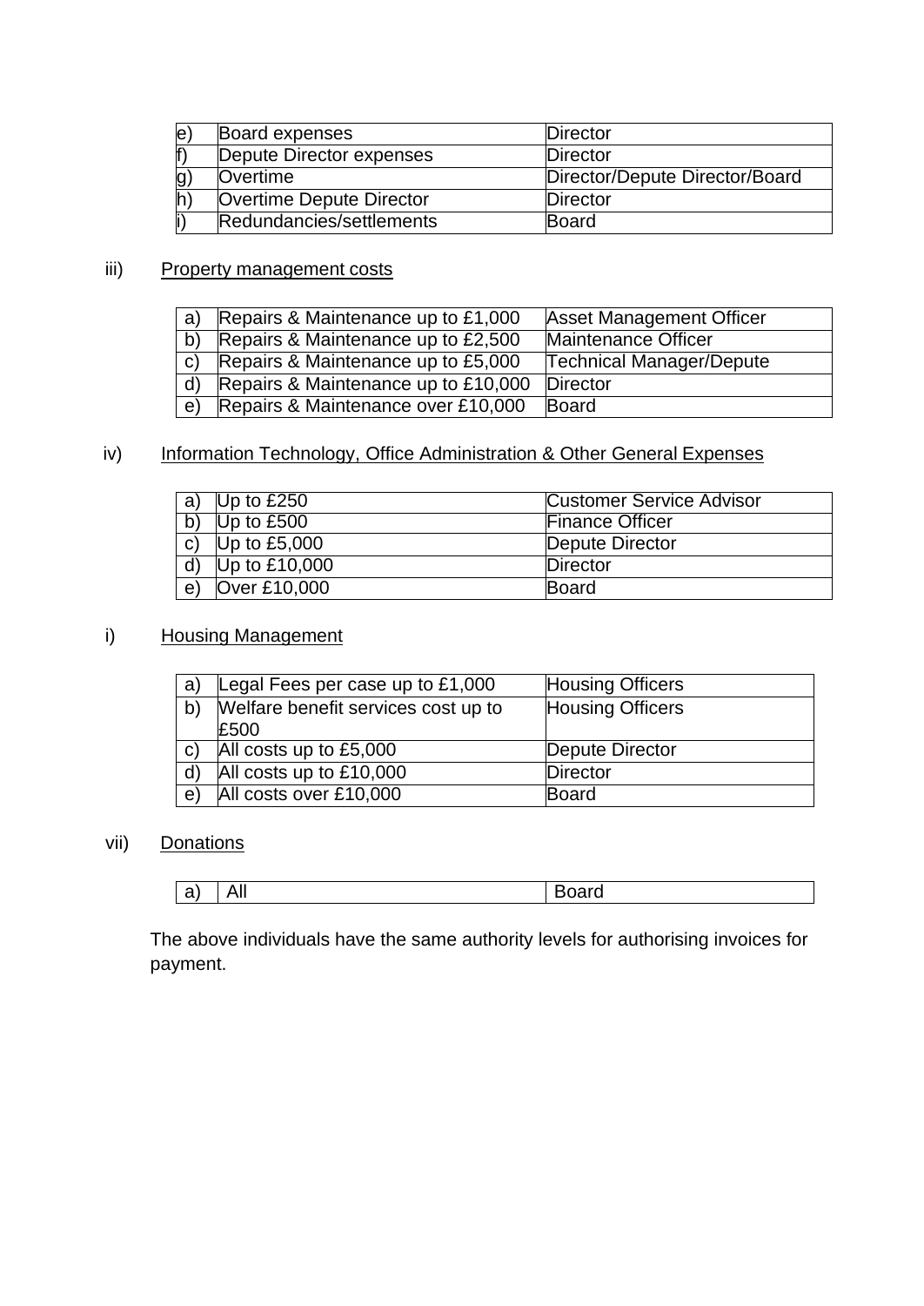| e) | Board expenses | Director |
|---|---|---|
| f) | Depute Director expenses | Director |
| g) | Overtime | Director/Depute Director/Board |
| h) | Overtime Depute Director | Director |
| i) | Redundancies/settlements | Board |

iii) Property management costs

| a) | Repairs & Maintenance up to £1,000 | Asset Management Officer |
|---|---|---|
| b) | Repairs & Maintenance up to £2,500 | Maintenance Officer |
| c) | Repairs & Maintenance up to £5,000 | Technical Manager/Depute |
| d) | Repairs & Maintenance up to £10,000 | Director |
| e) | Repairs & Maintenance over £10,000 | Board |

iv) Information Technology, Office Administration & Other General Expenses

| a) | Up to £250 | Customer Service Advisor |
|---|---|---|
| b) | Up to £500 | Finance Officer |
| c) | Up to £5,000 | Depute Director |
| d) | Up to £10,000 | Director |
| e) | Over £10,000 | Board |

i) Housing Management

| a) | Legal Fees per case up to £1,000 | Housing Officers |
|---|---|---|
| b) | Welfare benefit services cost up to £500 | Housing Officers |
| c) | All costs up to £5,000 | Depute Director |
| d) | All costs up to £10,000 | Director |
| e) | All costs over £10,000 | Board |

vii) Donations

| a) | All | Board |
|---|---|---|

The above individuals have the same authority levels for authorising invoices for payment.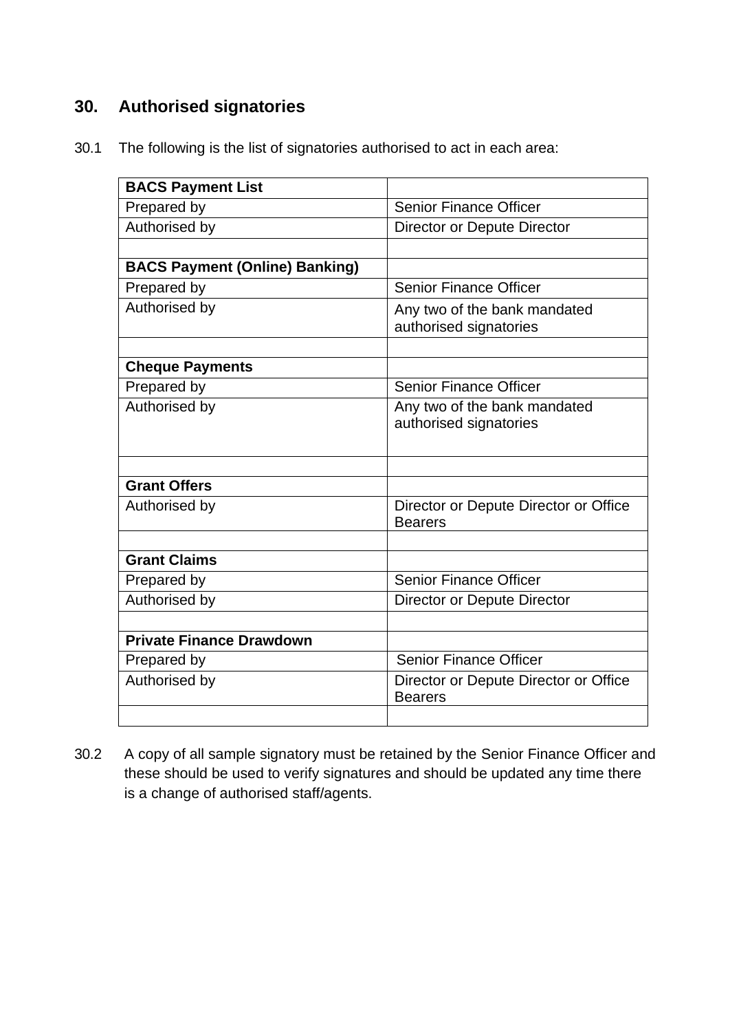## 30. Authorised signatories

30.1 The following is the list of signatories authorised to act in each area:

| **BACS Payment List** | |
|---|---|
| Prepared by | Senior Finance Officer |
| Authorised by | Director or Depute Director |
| | |
| **BACS Payment (Online) Banking)** | |
| Prepared by | Senior Finance Officer |
| Authorised by | Any two of the bank mandated authorised signatories |
| | |
| **Cheque Payments** | |
| Prepared by | Senior Finance Officer |
| Authorised by | Any two of the bank mandated authorised signatories |
| | |
| **Grant Offers** | |
| Authorised by | Director or Depute Director or Office Bearers |
| | |
| **Grant Claims** | |
| Prepared by | Senior Finance Officer |
| Authorised by | Director or Depute Director |
| | |
| **Private Finance Drawdown** | |
| Prepared by | Senior Finance Officer |
| Authorised by | Director or Depute Director or Office Bearers |
| | |

30.2 A copy of all sample signatory must be retained by the Senior Finance Officer and these should be used to verify signatures and should be updated any time there is a change of authorised staff/agents.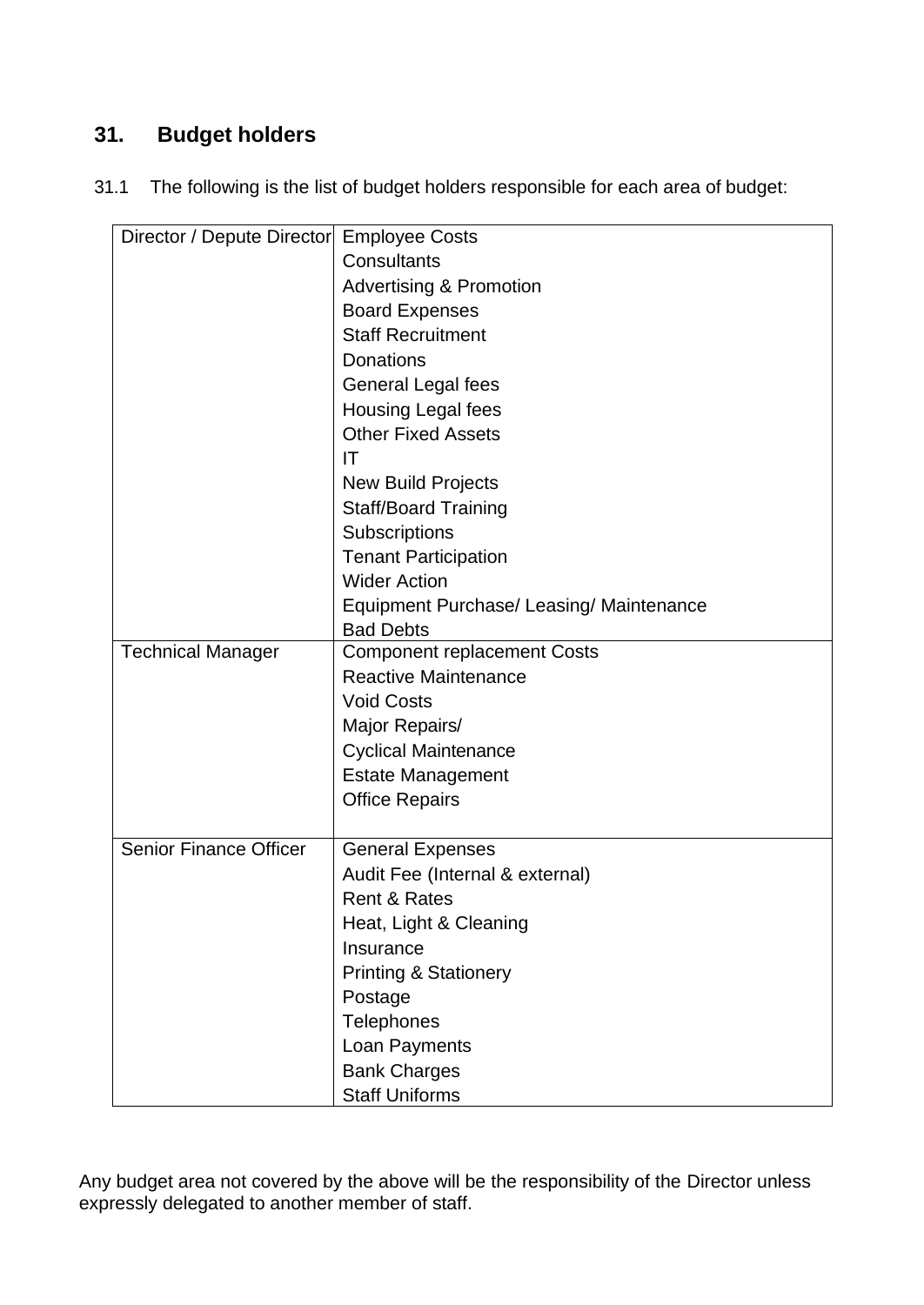## 31. Budget holders

31.1 The following is the list of budget holders responsible for each area of budget:

| Budget holder | Budget area |
|---|---|
| Director / Depute Director | Employee Costs<br>Consultants<br>Advertising & Promotion<br>Board Expenses<br>Staff Recruitment<br>Donations<br>General Legal fees<br>Housing Legal fees<br>Other Fixed Assets<br>IT<br>New Build Projects<br>Staff/Board Training<br>Subscriptions<br>Tenant Participation<br>Wider Action<br>Equipment Purchase/ Leasing/ Maintenance<br>Bad Debts |
| Technical Manager | Component replacement Costs<br>Reactive Maintenance<br>Void Costs<br>Major Repairs/<br>Cyclical Maintenance<br>Estate Management<br>Office Repairs |
| Senior Finance Officer | General Expenses<br>Audit Fee (Internal & external)<br>Rent & Rates<br>Heat, Light & Cleaning<br>Insurance<br>Printing & Stationery<br>Postage<br>Telephones<br>Loan Payments<br>Bank Charges<br>Staff Uniforms |

Any budget area not covered by the above will be the responsibility of the Director unless expressly delegated to another member of staff.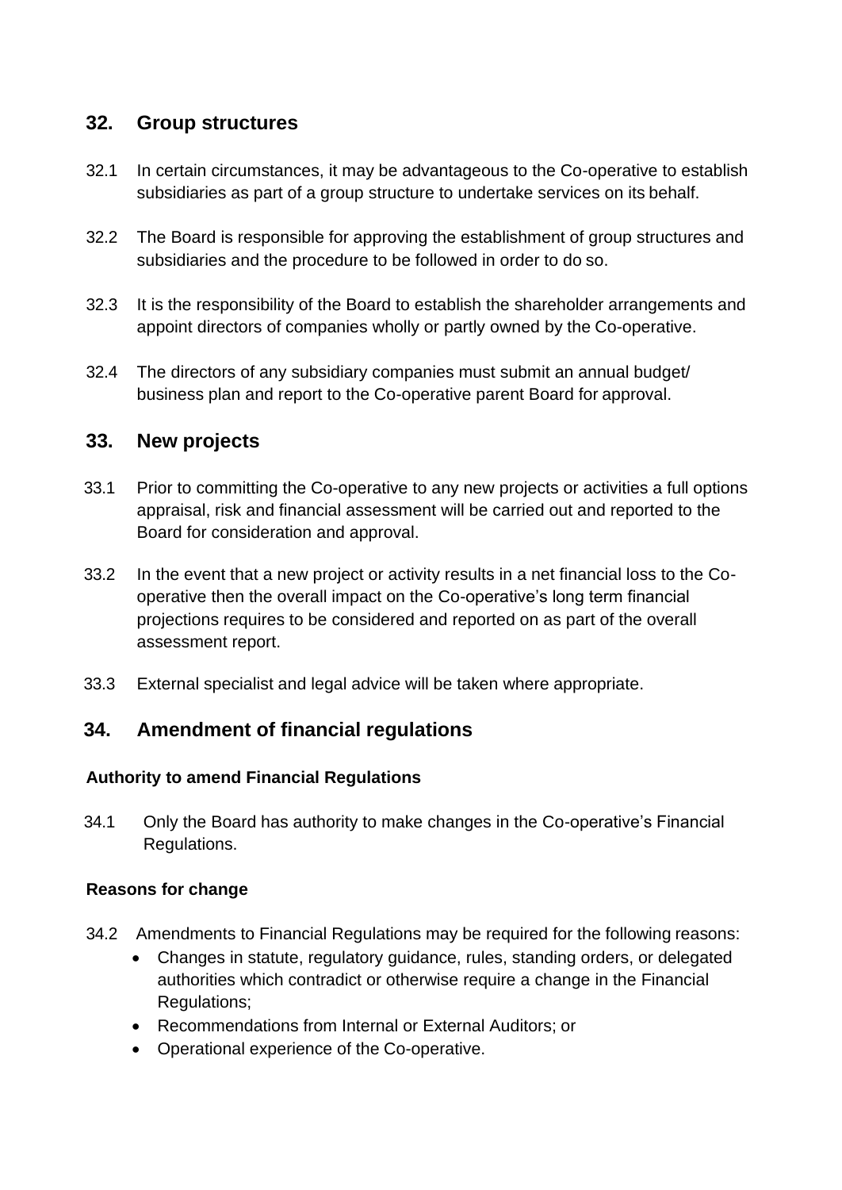## 32. Group structures

32.1 In certain circumstances, it may be advantageous to the Co-operative to establish subsidiaries as part of a group structure to undertake services on its behalf.

32.2 The Board is responsible for approving the establishment of group structures and subsidiaries and the procedure to be followed in order to do so.

32.3 It is the responsibility of the Board to establish the shareholder arrangements and appoint directors of companies wholly or partly owned by the Co-operative.

32.4 The directors of any subsidiary companies must submit an annual budget/ business plan and report to the Co-operative parent Board for approval.

## 33. New projects

33.1 Prior to committing the Co-operative to any new projects or activities a full options appraisal, risk and financial assessment will be carried out and reported to the Board for consideration and approval.

33.2 In the event that a new project or activity results in a net financial loss to the Co-operative then the overall impact on the Co-operative's long term financial projections requires to be considered and reported on as part of the overall assessment report.

33.3 External specialist and legal advice will be taken where appropriate.

## 34. Amendment of financial regulations

**Authority to amend Financial Regulations**

34.1 Only the Board has authority to make changes in the Co-operative's Financial Regulations.

**Reasons for change**

34.2 Amendments to Financial Regulations may be required for the following reasons:

- Changes in statute, regulatory guidance, rules, standing orders, or delegated authorities which contradict or otherwise require a change in the Financial Regulations;
- Recommendations from Internal or External Auditors; or
- Operational experience of the Co-operative.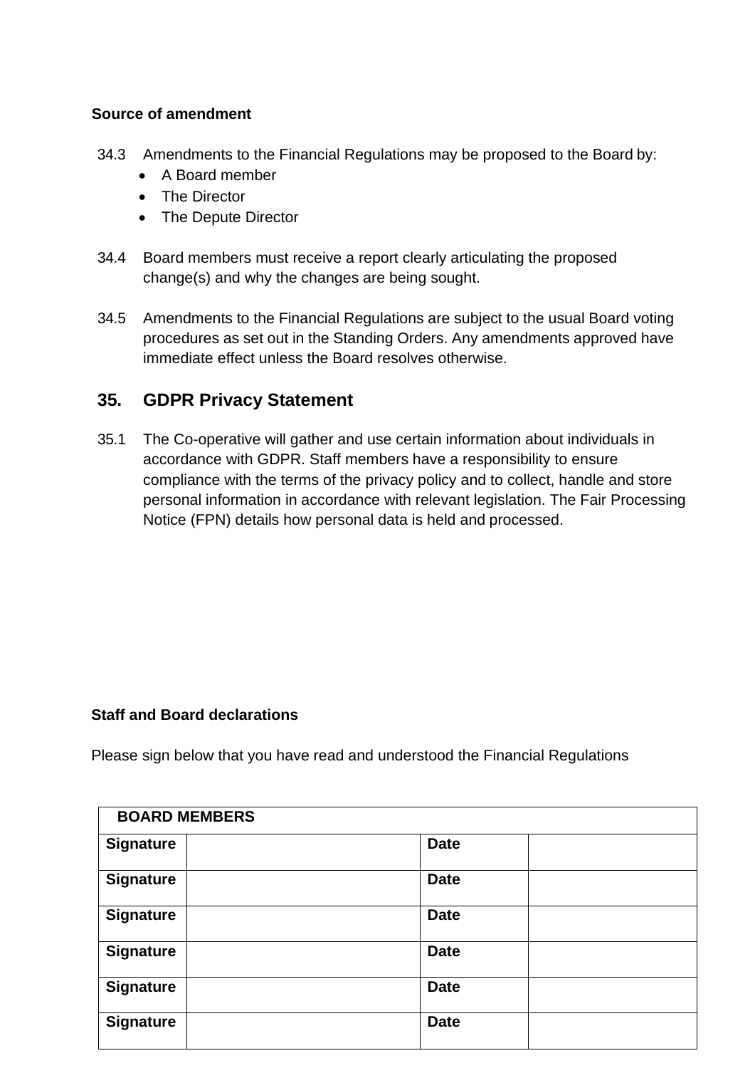**Source of amendment**

34.3 Amendments to the Financial Regulations may be proposed to the Board by:

- A Board member
- The Director
- The Depute Director

34.4 Board members must receive a report clearly articulating the proposed change(s) and why the changes are being sought.

34.5 Amendments to the Financial Regulations are subject to the usual Board voting procedures as set out in the Standing Orders. Any amendments approved have immediate effect unless the Board resolves otherwise.

## 35. GDPR Privacy Statement

35.1 The Co-operative will gather and use certain information about individuals in accordance with GDPR. Staff members have a responsibility to ensure compliance with the terms of the privacy policy and to collect, handle and store personal information in accordance with relevant legislation. The Fair Processing Notice (FPN) details how personal data is held and processed.

**Staff and Board declarations**

Please sign below that you have read and understood the Financial Regulations

| BOARD MEMBERS | | | |
|---|---|---|---|
| **Signature** | | **Date** | |
| **Signature** | | **Date** | |
| **Signature** | | **Date** | |
| **Signature** | | **Date** | |
| **Signature** | | **Date** | |
| **Signature** | | **Date** | |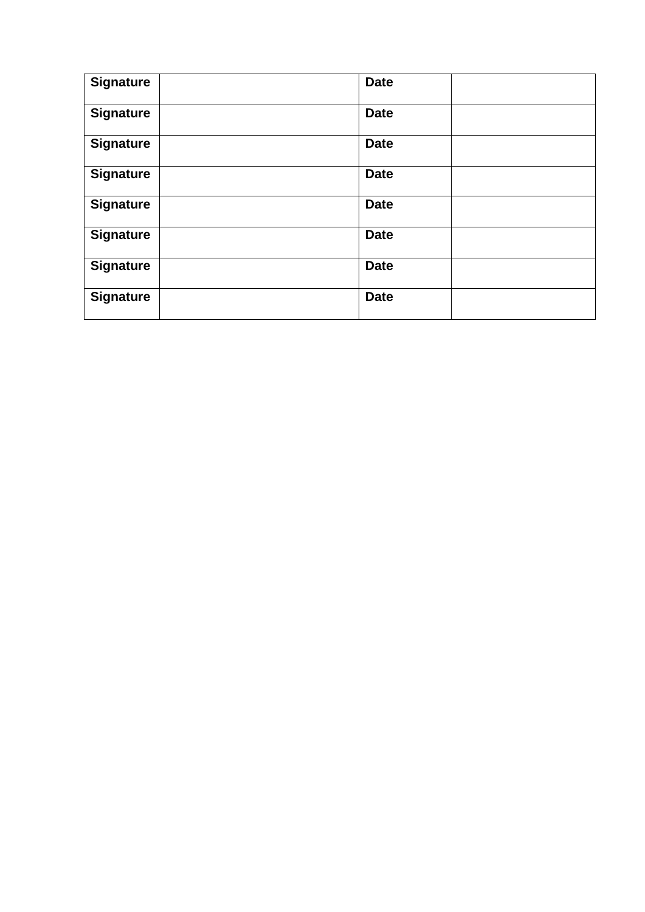| | | | |
|---|---|---|---|
| **Signature** | | **Date** | |
| **Signature** | | **Date** | |
| **Signature** | | **Date** | |
| **Signature** | | **Date** | |
| **Signature** | | **Date** | |
| **Signature** | | **Date** | |
| **Signature** | | **Date** | |
| **Signature** | | **Date** | |